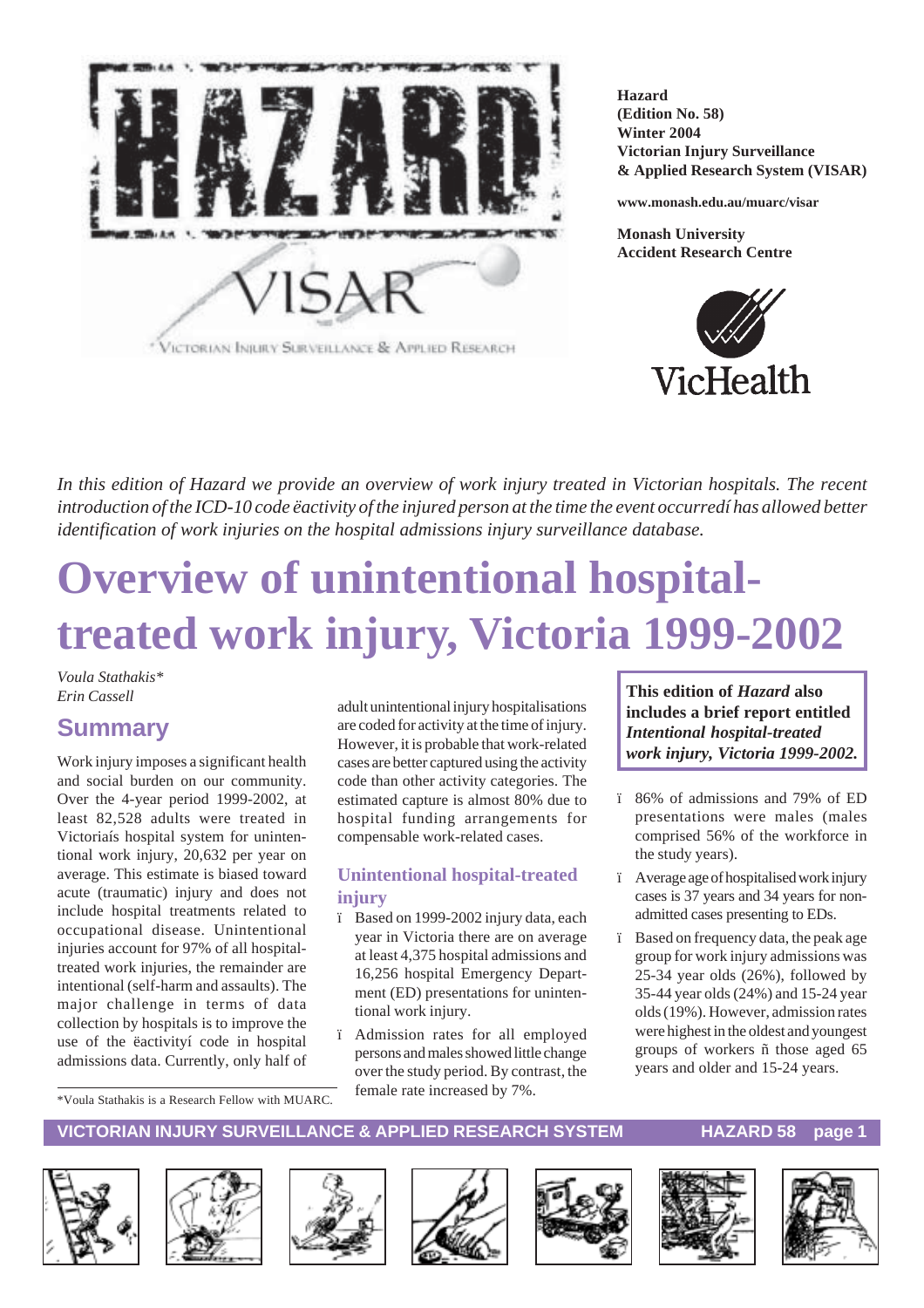**Hazard**
**(Edition No. 58)**
**Winter 2004**
**Victorian Injury Surveillance & Applied Research System (VISAR)**

**www.monash.edu.au/muarc/visar**

**Monash University Accident Research Centre**

*In this edition of Hazard we provide an overview of work injury treated in Victorian hospitals. The recent introduction of the ICD-10 code ëactivity of the injured person at the time the event occurredí has allowed better identification of work injuries on the hospital admissions injury surveillance database.*

# Overview of unintentional hospital-treated work injury, Victoria 1999-2002

*Voula Stathakis\**
*Erin Cassell*

## Summary

Work injury imposes a significant health and social burden on our community. Over the 4-year period 1999-2002, at least 82,528 adults were treated in Victoriaís hospital system for unintentional work injury, 20,632 per year on average. This estimate is biased toward acute (traumatic) injury and does not include hospital treatments related to occupational disease. Unintentional injuries account for 97% of all hospital-treated work injuries, the remainder are intentional (self-harm and assaults). The major challenge in terms of data collection by hospitals is to improve the use of the ëactivityí code in hospital admissions data. Currently, only half of adult unintentional injury hospitalisations are coded for activity at the time of injury. However, it is probable that work-related cases are better captured using the activity code than other activity categories. The estimated capture is almost 80% due to hospital funding arrangements for compensable work-related cases.

\*Voula Stathakis is a Research Fellow with MUARC.

### Unintentional hospital-treated injury

- Based on 1999-2002 injury data, each year in Victoria there are on average at least 4,375 hospital admissions and 16,256 hospital Emergency Department (ED) presentations for unintentional work injury.
- Admission rates for all employed persons and males showed little change over the study period. By contrast, the female rate increased by 7%.

**This edition of *Hazard* also includes a brief report entitled *Intentional hospital-treated work injury, Victoria 1999-2002.***

- 86% of admissions and 79% of ED presentations were males (males comprised 56% of the workforce in the study years).
- Average age of hospitalised work injury cases is 37 years and 34 years for non-admitted cases presenting to EDs.
- Based on frequency data, the peak age group for work injury admissions was 25-34 year olds (26%), followed by 35-44 year olds (24%) and 15-24 year olds (19%). However, admission rates were highest in the oldest and youngest groups of workers ñ those aged 65 years and older and 15-24 years.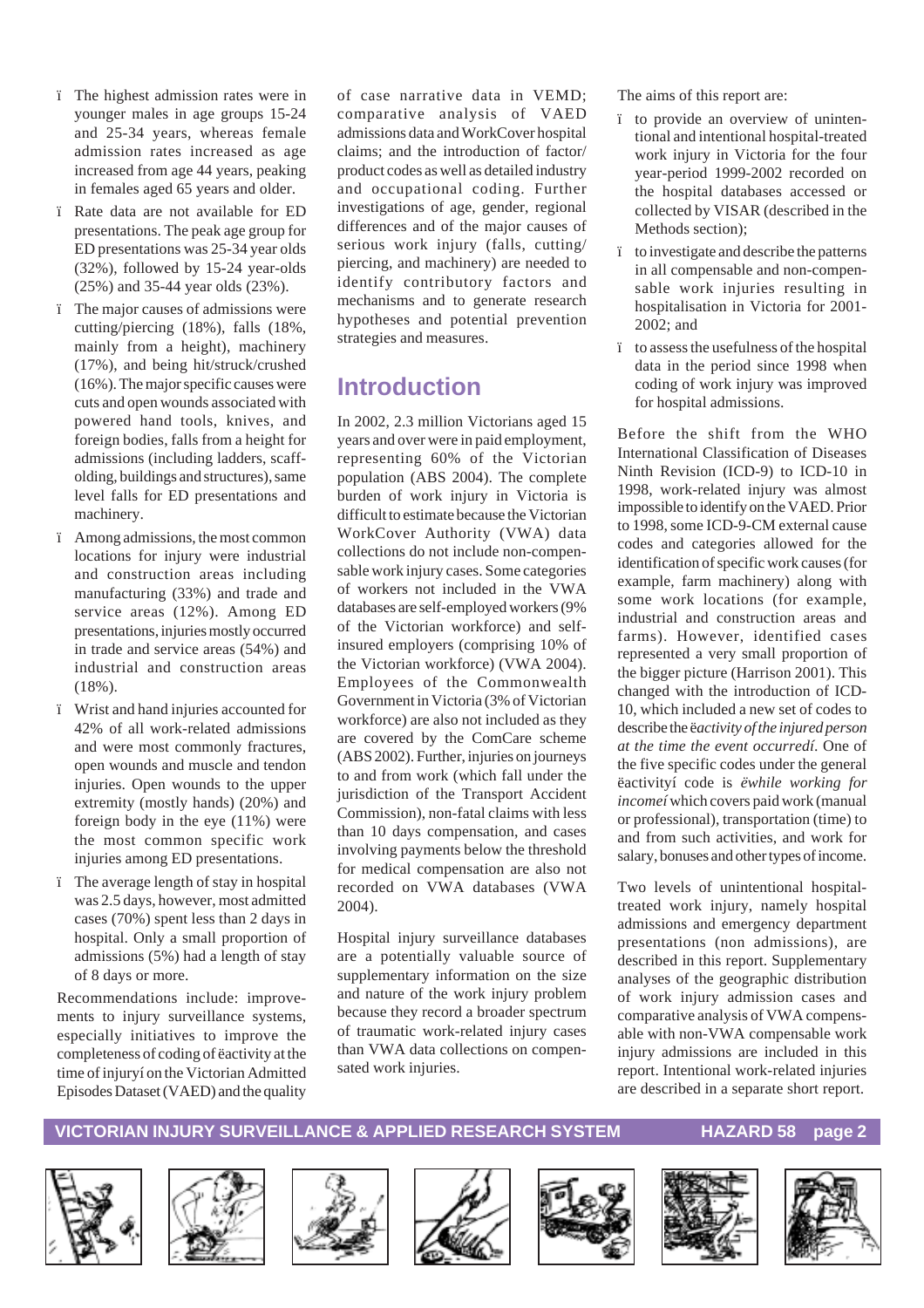- The highest admission rates were in younger males in age groups 15-24 and 25-34 years, whereas female admission rates increased as age increased from age 44 years, peaking in females aged 65 years and older.
- Rate data are not available for ED presentations. The peak age group for ED presentations was 25-34 year olds (32%), followed by 15-24 year-olds (25%) and 35-44 year olds (23%).
- The major causes of admissions were cutting/piercing (18%), falls (18%, mainly from a height), machinery (17%), and being hit/struck/crushed (16%). The major specific causes were cuts and open wounds associated with powered hand tools, knives, and foreign bodies, falls from a height for admissions (including ladders, scaffolding, buildings and structures), same level falls for ED presentations and machinery.
- Among admissions, the most common locations for injury were industrial and construction areas including manufacturing (33%) and trade and service areas (12%). Among ED presentations, injuries mostly occurred in trade and service areas (54%) and industrial and construction areas (18%).
- Wrist and hand injuries accounted for 42% of all work-related admissions and were most commonly fractures, open wounds and muscle and tendon injuries. Open wounds to the upper extremity (mostly hands) (20%) and foreign body in the eye (11%) were the most common specific work injuries among ED presentations.
- The average length of stay in hospital was 2.5 days, however, most admitted cases (70%) spent less than 2 days in hospital. Only a small proportion of admissions (5%) had a length of stay of 8 days or more.

Recommendations include: improvements to injury surveillance systems, especially initiatives to improve the completeness of coding of ëactivity at the time of injuryí on the Victorian Admitted Episodes Dataset (VAED) and the quality of case narrative data in VEMD; comparative analysis of VAED admissions data and WorkCover hospital claims; and the introduction of factor/product codes as well as detailed industry and occupational coding. Further investigations of age, gender, regional differences and of the major causes of serious work injury (falls, cutting/piercing, and machinery) are needed to identify contributory factors and mechanisms and to generate research hypotheses and potential prevention strategies and measures.

## Introduction

In 2002, 2.3 million Victorians aged 15 years and over were in paid employment, representing 60% of the Victorian population (ABS 2004). The complete burden of work injury in Victoria is difficult to estimate because the Victorian WorkCover Authority (VWA) data collections do not include non-compensable work injury cases. Some categories of workers not included in the VWA databases are self-employed workers (9% of the Victorian workforce) and self-insured employers (comprising 10% of the Victorian workforce) (VWA 2004). Employees of the Commonwealth Government in Victoria (3% of Victorian workforce) are also not included as they are covered by the ComCare scheme (ABS 2002). Further, injuries on journeys to and from work (which fall under the jurisdiction of the Transport Accident Commission), non-fatal claims with less than 10 days compensation, and cases involving payments below the threshold for medical compensation are also not recorded on VWA databases (VWA 2004).

Hospital injury surveillance databases are a potentially valuable source of supplementary information on the size and nature of the work injury problem because they record a broader spectrum of traumatic work-related injury cases than VWA data collections on compensated work injuries.

The aims of this report are:

- to provide an overview of unintentional and intentional hospital-treated work injury in Victoria for the four year-period 1999-2002 recorded on the hospital databases accessed or collected by VISAR (described in the Methods section);
- to investigate and describe the patterns in all compensable and non-compensable work injuries resulting in hospitalisation in Victoria for 2001-2002; and
- to assess the usefulness of the hospital data in the period since 1998 when coding of work injury was improved for hospital admissions.

Before the shift from the WHO International Classification of Diseases Ninth Revision (ICD-9) to ICD-10 in 1998, work-related injury was almost impossible to identify on the VAED. Prior to 1998, some ICD-9-CM external cause codes and categories allowed for the identification of specific work causes (for example, farm machinery) along with some work locations (for example, industrial and construction areas and farms). However, identified cases represented a very small proportion of the bigger picture (Harrison 2001). This changed with the introduction of ICD-10, which included a new set of codes to describe the ë*activity of the injured person at the time the event occurred*í. One of the five specific codes under the general ëactivityí code is *ëwhile working for incomeí* which covers paid work (manual or professional), transportation (time) to and from such activities, and work for salary, bonuses and other types of income.

Two levels of unintentional hospital-treated work injury, namely hospital admissions and emergency department presentations (non admissions), are described in this report. Supplementary analyses of the geographic distribution of work injury admission cases and comparative analysis of VWA compensable with non-VWA compensable work injury admissions are included in this report. Intentional work-related injuries are described in a separate short report.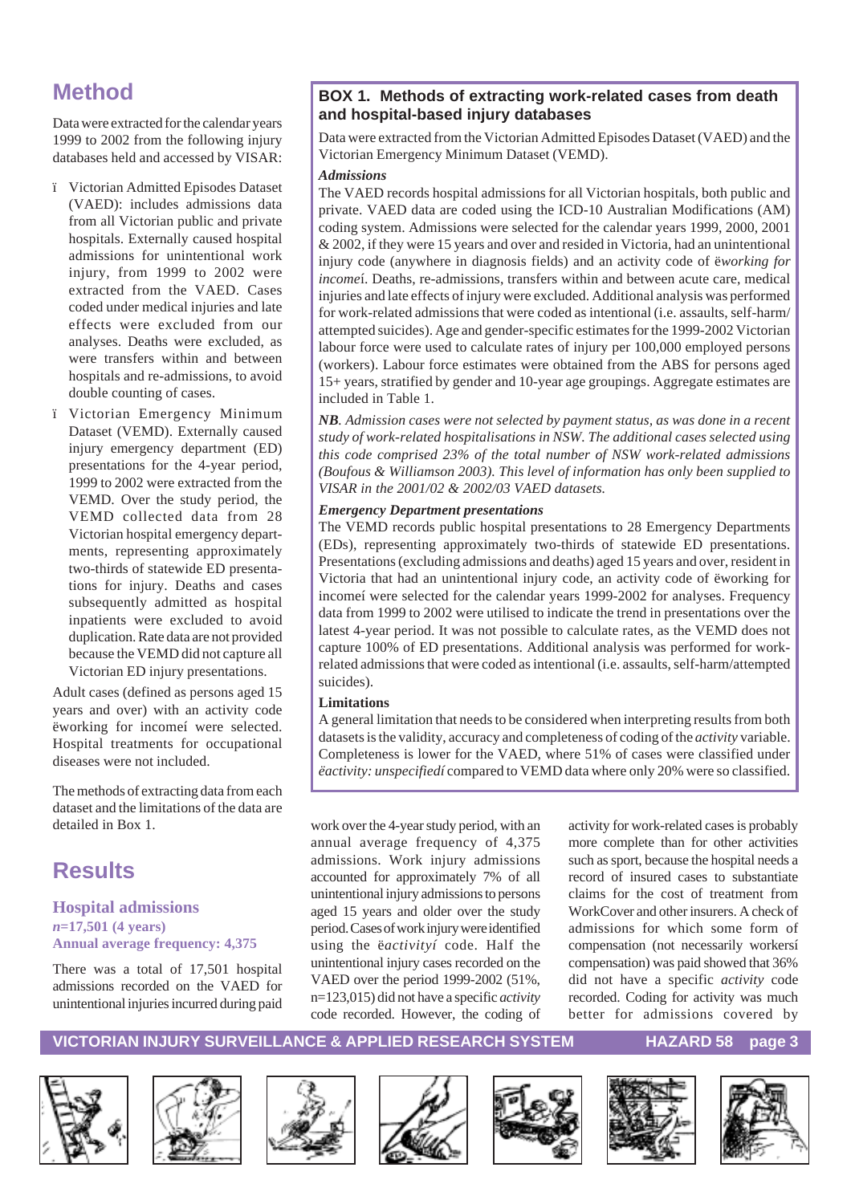## Method

Data were extracted for the calendar years 1999 to 2002 from the following injury databases held and accessed by VISAR:

- Victorian Admitted Episodes Dataset (VAED): includes admissions data from all Victorian public and private hospitals. Externally caused hospital admissions for unintentional work injury, from 1999 to 2002 were extracted from the VAED. Cases coded under medical injuries and late effects were excluded from our analyses. Deaths were excluded, as were transfers within and between hospitals and re-admissions, to avoid double counting of cases.
- Victorian Emergency Minimum Dataset (VEMD). Externally caused injury emergency department (ED) presentations for the 4-year period, 1999 to 2002 were extracted from the VEMD. Over the study period, the VEMD collected data from 28 Victorian hospital emergency departments, representing approximately two-thirds of statewide ED presentations for injury. Deaths and cases subsequently admitted as hospital inpatients were excluded to avoid duplication. Rate data are not provided because the VEMD did not capture all Victorian ED injury presentations.

Adult cases (defined as persons aged 15 years and over) with an activity code ëworking for incomeí were selected. Hospital treatments for occupational diseases were not included.

The methods of extracting data from each dataset and the limitations of the data are detailed in Box 1.

### BOX 1. Methods of extracting work-related cases from death and hospital-based injury databases

Data were extracted from the Victorian Admitted Episodes Dataset (VAED) and the Victorian Emergency Minimum Dataset (VEMD).

***Admissions***

The VAED records hospital admissions for all Victorian hospitals, both public and private. VAED data are coded using the ICD-10 Australian Modifications (AM) coding system. Admissions were selected for the calendar years 1999, 2000, 2001 & 2002, if they were 15 years and over and resided in Victoria, had an unintentional injury code (anywhere in diagnosis fields) and an activity code of ë*working for income*í. Deaths, re-admissions, transfers within and between acute care, medical injuries and late effects of injury were excluded. Additional analysis was performed for work-related admissions that were coded as intentional (i.e. assaults, self-harm/ attempted suicides). Age and gender-specific estimates for the 1999-2002 Victorian labour force were used to calculate rates of injury per 100,000 employed persons (workers). Labour force estimates were obtained from the ABS for persons aged 15+ years, stratified by gender and 10-year age groupings. Aggregate estimates are included in Table 1.

***NB****. Admission cases were not selected by payment status, as was done in a recent study of work-related hospitalisations in NSW. The additional cases selected using this code comprised 23% of the total number of NSW work-related admissions (Boufous & Williamson 2003). This level of information has only been supplied to VISAR in the 2001/02 & 2002/03 VAED datasets.*

***Emergency Department presentations***

The VEMD records public hospital presentations to 28 Emergency Departments (EDs), representing approximately two-thirds of statewide ED presentations. Presentations (excluding admissions and deaths) aged 15 years and over, resident in Victoria that had an unintentional injury code, an activity code of ëworking for incomeí were selected for the calendar years 1999-2002 for analyses. Frequency data from 1999 to 2002 were utilised to indicate the trend in presentations over the latest 4-year period. It was not possible to calculate rates, as the VEMD does not capture 100% of ED presentations. Additional analysis was performed for work-related admissions that were coded as intentional (i.e. assaults, self-harm/attempted suicides).

**Limitations**

A general limitation that needs to be considered when interpreting results from both datasets is the validity, accuracy and completeness of coding of the *activity* variable. Completeness is lower for the VAED, where 51% of cases were classified under *ëactivity: unspecifiedí* compared to VEMD data where only 20% were so classified.

## Results

### Hospital admissions

***n*=17,501 (4 years)**
**Annual average frequency: 4,375**

There was a total of 17,501 hospital admissions recorded on the VAED for unintentional injuries incurred during paid work over the 4-year study period, with an annual average frequency of 4,375 admissions. Work injury admissions accounted for approximately 7% of all unintentional injury admissions to persons aged 15 years and older over the study period. Cases of work injury were identified using the ë*activity*í code. Half the unintentional injury cases recorded on the VAED over the period 1999-2002 (51%, n=123,015) did not have a specific *activity* code recorded. However, the coding of activity for work-related cases is probably more complete than for other activities such as sport, because the hospital needs a record of insured cases to substantiate claims for the cost of treatment from WorkCover and other insurers. A check of admissions for which some form of compensation (not necessarily workersí compensation) was paid showed that 36% did not have a specific *activity* code recorded. Coding for activity was much better for admissions covered by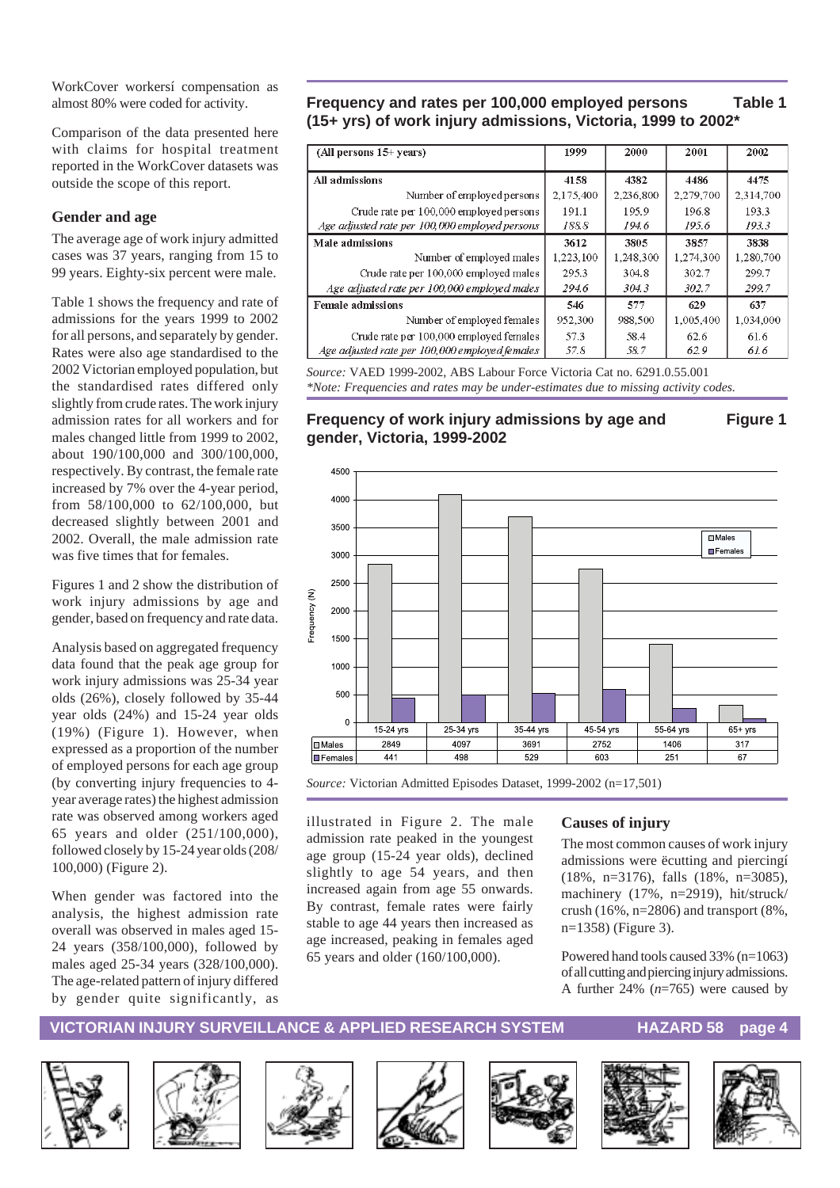WorkCover workersí compensation as almost 80% were coded for activity.

Comparison of the data presented here with claims for hospital treatment reported in the WorkCover datasets was outside the scope of this report.

### Gender and age

The average age of work injury admitted cases was 37 years, ranging from 15 to 99 years. Eighty-six percent were male.

Table 1 shows the frequency and rate of admissions for the years 1999 to 2002 for all persons, and separately by gender. Rates were also age standardised to the 2002 Victorian employed population, but the standardised rates differed only slightly from crude rates. The work injury admission rates for all workers and for males changed little from 1999 to 2002, about 190/100,000 and 300/100,000, respectively. By contrast, the female rate increased by 7% over the 4-year period, from 58/100,000 to 62/100,000, but decreased slightly between 2001 and 2002. Overall, the male admission rate was five times that for females.

Figures 1 and 2 show the distribution of work injury admissions by age and gender, based on frequency and rate data.

Analysis based on aggregated frequency data found that the peak age group for work injury admissions was 25-34 year olds (26%), closely followed by 35-44 year olds (24%) and 15-24 year olds (19%) (Figure 1). However, when expressed as a proportion of the number of employed persons for each age group (by converting injury frequencies to 4-year average rates) the highest admission rate was observed among workers aged 65 years and older (251/100,000), followed closely by 15-24 year olds (208/100,000) (Figure 2).

When gender was factored into the analysis, the highest admission rate overall was observed in males aged 15-24 years (358/100,000), followed by males aged 25-34 years (328/100,000). The age-related pattern of injury differed by gender quite significantly, as illustrated in Figure 2. The male admission rate peaked in the youngest age group (15-24 year olds), declined slightly to age 54 years, and then increased again from age 55 onwards. By contrast, female rates were fairly stable to age 44 years then increased as age increased, peaking in females aged 65 years and older (160/100,000).

**Frequency and rates per 100,000 employed persons (15+ yrs) of work injury admissions, Victoria, 1999 to 2002\*** — **Table 1**

| (All persons 15+ years) | 1999 | 2000 | 2001 | 2002 |
|---|---|---|---|---|
| **All admissions** | 4158 | 4382 | 4486 | 4475 |
| Number of employed persons | 2,175,400 | 2,236,800 | 2,279,700 | 2,314,700 |
| Crude rate per 100,000 employed persons | 191.1 | 195.9 | 196.8 | 193.3 |
| *Age adjusted rate per 100,000 employed persons* | *188.8* | *194.6* | *195.6* | *193.3* |
| **Male admissions** | 3612 | 3805 | 3857 | 3838 |
| Number of employed males | 1,223,100 | 1,248,300 | 1,274,300 | 1,280,700 |
| Crude rate per 100,000 employed males | 295.3 | 304.8 | 302.7 | 299.7 |
| *Age adjusted rate per 100,000 employed males* | *294.6* | *304.3* | *302.7* | *299.7* |
| **Female admissions** | 546 | 577 | 629 | 637 |
| Number of employed females | 952,300 | 988,500 | 1,005,400 | 1,034,000 |
| Crude rate per 100,000 employed females | 57.3 | 58.4 | 62.6 | 61.6 |
| *Age adjusted rate per 100,000 employed females* | *57.8* | *58.7* | *62.9* | *61.6* |

*Source:* VAED 1999-2002, ABS Labour Force Victoria Cat no. 6291.0.55.001
*\*Note: Frequencies and rates may be under-estimates due to missing activity codes.*

**Frequency of work injury admissions by age and gender, Victoria, 1999-2002** — **Figure 1**

| | 15-24 yrs | 25-34 yrs | 35-44 yrs | 45-54 yrs | 55-64 yrs | 65+ yrs |
|---|---|---|---|---|---|---|
| Males | 2849 | 4097 | 3691 | 2752 | 1406 | 317 |
| Females | 441 | 498 | 529 | 603 | 251 | 67 |

*Source:* Victorian Admitted Episodes Dataset, 1999-2002 (n=17,501)

### Causes of injury

The most common causes of work injury admissions were ëcutting and piercingí (18%, n=3176), falls (18%, n=3085), machinery (17%, n=2919), hit/struck/crush (16%, n=2806) and transport (8%, n=1358) (Figure 3).

Powered hand tools caused 33% (n=1063) of all cutting and piercing injury admissions. A further 24% (*n*=765) were caused by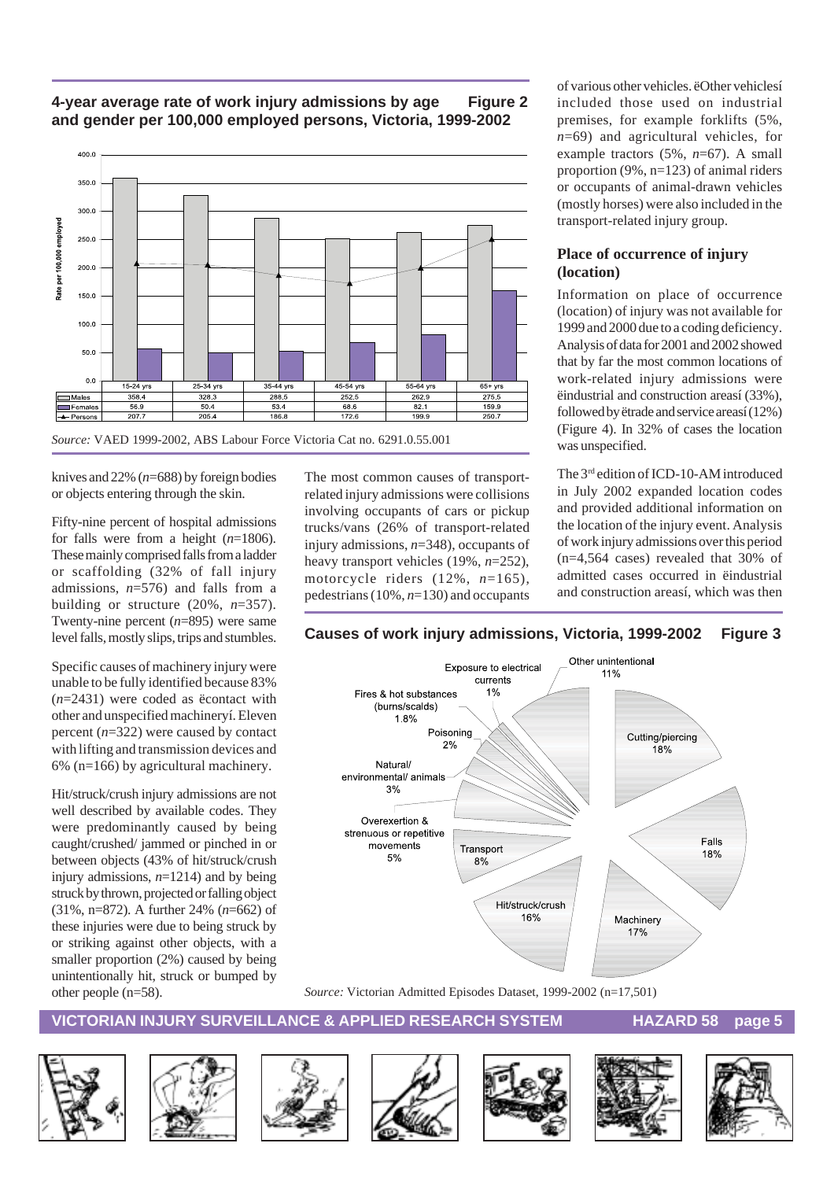**4-year average rate of work injury admissions by age and gender per 100,000 employed persons, Victoria, 1999-2002** **Figure 2**

| | 15-24 yrs | 25-34 yrs | 35-44 yrs | 45-54 yrs | 55-64 yrs | 65+ yrs |
|---|---|---|---|---|---|---|
| Males | 358.4 | 328.3 | 288.5 | 252.5 | 262.9 | 275.5 |
| Females | 56.9 | 50.4 | 53.4 | 68.6 | 82.1 | 159.9 |
| Persons | 207.7 | 205.4 | 186.8 | 172.6 | 199.9 | 250.7 |

*Source:* VAED 1999-2002, ABS Labour Force Victoria Cat no. 6291.0.55.001

knives and 22% (*n*=688) by foreign bodies or objects entering through the skin.

Fifty-nine percent of hospital admissions for falls were from a height (*n*=1806). These mainly comprised falls from a ladder or scaffolding (32% of fall injury admissions, *n*=576) and falls from a building or structure (20%, *n*=357). Twenty-nine percent (*n*=895) were same level falls, mostly slips, trips and stumbles.

Specific causes of machinery injury were unable to be fully identified because 83% (*n*=2431) were coded as ëcontact with other and unspecified machineryí. Eleven percent (*n*=322) were caused by contact with lifting and transmission devices and 6% (n=166) by agricultural machinery.

Hit/struck/crush injury admissions are not well described by available codes. They were predominantly caused by being caught/crushed/ jammed or pinched in or between objects (43% of hit/struck/crush injury admissions, *n*=1214) and by being struck by thrown, projected or falling object (31%, n=872). A further 24% (*n*=662) of these injuries were due to being struck by or striking against other objects, with a smaller proportion (2%) caused by being unintentionally hit, struck or bumped by other people (n=58).

The most common causes of transport-related injury admissions were collisions involving occupants of cars or pickup trucks/vans (26% of transport-related injury admissions, *n*=348), occupants of heavy transport vehicles (19%, *n*=252), motorcycle riders (12%, *n*=165), pedestrians (10%, *n*=130) and occupants of various other vehicles. ëOther vehiclesí included those used on industrial premises, for example forklifts (5%, *n*=69) and agricultural vehicles, for example tractors (5%, *n*=67). A small proportion (9%, n=123) of animal riders or occupants of animal-drawn vehicles (mostly horses) were also included in the transport-related injury group.

### Place of occurrence of injury (location)

Information on place of occurrence (location) of injury was not available for 1999 and 2000 due to a coding deficiency. Analysis of data for 2001 and 2002 showed that by far the most common locations of work-related injury admissions were ëindustrial and construction areasí (33%), followed by ëtrade and service areasí (12%) (Figure 4). In 32% of cases the location was unspecified.

The 3rd edition of ICD-10-AM introduced in July 2002 expanded location codes and provided additional information on the location of the injury event. Analysis of work injury admissions over this period (n=4,564 cases) revealed that 30% of admitted cases occurred in ëindustrial and construction areasí, which was then

**Causes of work injury admissions, Victoria, 1999-2002** **Figure 3**

| Cause | % |
|---|---|
| Cutting/piercing | 18% |
| Falls | 18% |
| Machinery | 17% |
| Hit/struck/crush | 16% |
| Transport | 8% |
| Overexertion & strenuous or repetitive movements | 5% |
| Natural/ environmental/ animals | 3% |
| Poisoning | 2% |
| Fires & hot substances (burns/scalds) | 1.8% |
| Exposure to electrical currents | 1% |
| Other unintentional | 11% |

*Source:* Victorian Admitted Episodes Dataset, 1999-2002 (n=17,501)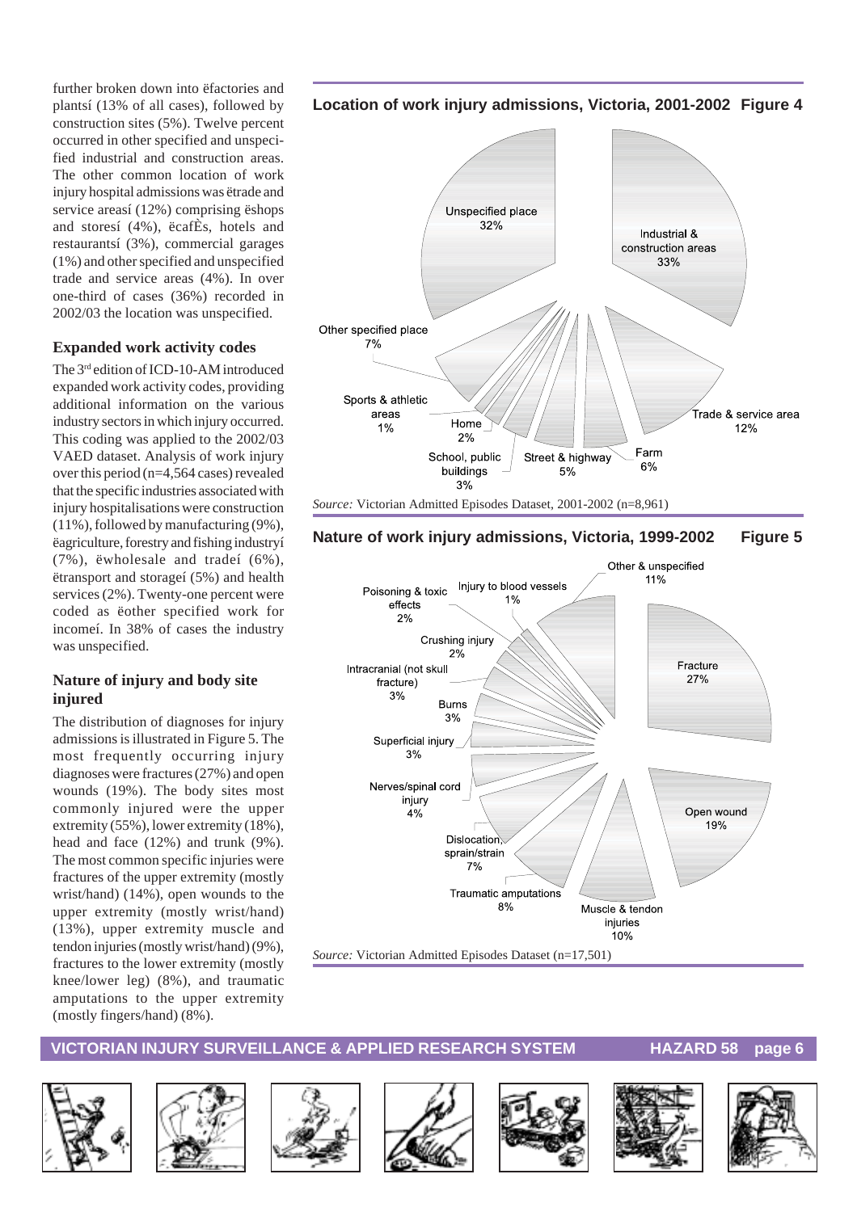further broken down into ëfactories and plantsí (13% of all cases), followed by construction sites (5%). Twelve percent occurred in other specified and unspecified industrial and construction areas. The other common location of work injury hospital admissions was ëtrade and service areasí (12%) comprising ëshops and storesí (4%), ëcafÈs, hotels and restaurantsí (3%), commercial garages (1%) and other specified and unspecified trade and service areas (4%). In over one-third of cases (36%) recorded in 2002/03 the location was unspecified.

### Expanded work activity codes

The 3rd edition of ICD-10-AM introduced expanded work activity codes, providing additional information on the various industry sectors in which injury occurred. This coding was applied to the 2002/03 VAED dataset. Analysis of work injury over this period (n=4,564 cases) revealed that the specific industries associated with injury hospitalisations were construction (11%), followed by manufacturing (9%), ëagriculture, forestry and fishing industryí (7%), ëwholesale and tradeí (6%), ëtransport and storageí (5%) and health services (2%). Twenty-one percent were coded as ëother specified work for incomeí. In 38% of cases the industry was unspecified.

### Nature of injury and body site injured

The distribution of diagnoses for injury admissions is illustrated in Figure 5. The most frequently occurring injury diagnoses were fractures (27%) and open wounds (19%). The body sites most commonly injured were the upper extremity (55%), lower extremity (18%), head and face (12%) and trunk (9%). The most common specific injuries were fractures of the upper extremity (mostly wrist/hand) (14%), open wounds to the upper extremity (mostly wrist/hand) (13%), upper extremity muscle and tendon injuries (mostly wrist/hand) (9%), fractures to the lower extremity (mostly knee/lower leg) (8%), and traumatic amputations to the upper extremity (mostly fingers/hand) (8%).

**Location of work injury admissions, Victoria, 2001-2002 Figure 4**

| Location | % |
|---|---|
| Industrial & construction areas | 33% |
| Unspecified place | 32% |
| Trade & service area | 12% |
| Other specified place | 7% |
| Farm | 6% |
| Street & highway | 5% |
| School, public buildings | 3% |
| Home | 2% |
| Sports & athletic areas | 1% |

*Source:* Victorian Admitted Episodes Dataset, 2001-2002 (n=8,961)

**Nature of work injury admissions, Victoria, 1999-2002 Figure 5**

| Nature of injury | % |
|---|---|
| Fracture | 27% |
| Open wound | 19% |
| Other & unspecified | 11% |
| Muscle & tendon injuries | 10% |
| Traumatic amputations | 8% |
| Dislocation, sprain/strain | 7% |
| Nerves/spinal cord injury | 4% |
| Superficial injury | 3% |
| Burns | 3% |
| Intracranial (not skull fracture) | 3% |
| Crushing injury | 2% |
| Poisoning & toxic effects | 2% |
| Injury to blood vessels | 1% |

*Source:* Victorian Admitted Episodes Dataset (n=17,501)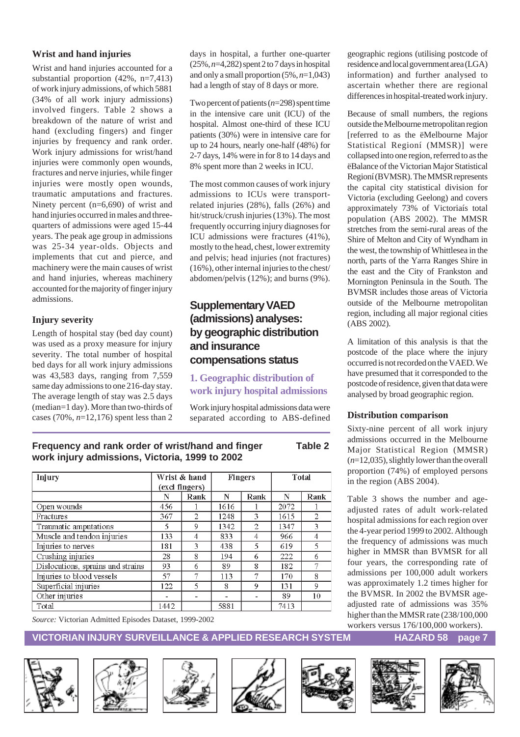### Wrist and hand injuries

Wrist and hand injuries accounted for a substantial proportion (42%, n=7,413) of work injury admissions, of which 5881 (34% of all work injury admissions) involved fingers. Table 2 shows a breakdown of the nature of wrist and hand (excluding fingers) and finger injuries by frequency and rank order. Work injury admissions for wrist/hand injuries were commonly open wounds, fractures and nerve injuries, while finger injuries were mostly open wounds, traumatic amputations and fractures. Ninety percent (n=6,690) of wrist and hand injuries occurred in males and three-quarters of admissions were aged 15-44 years. The peak age group in admissions was 25-34 year-olds. Objects and implements that cut and pierce, and machinery were the main causes of wrist and hand injuries, whereas machinery accounted for the majority of finger injury admissions.

### Injury severity

Length of hospital stay (bed day count) was used as a proxy measure for injury severity. The total number of hospital bed days for all work injury admissions was 43,583 days, ranging from 7,559 same day admissions to one 216-day stay. The average length of stay was 2.5 days (median=1 day). More than two-thirds of cases (70%, *n*=12,176) spent less than 2 days in hospital, a further one-quarter (25%, *n*=4,282) spent 2 to 7 days in hospital and only a small proportion (5%, *n*=1,043) had a length of stay of 8 days or more.

Two percent of patients (*n*=298) spent time in the intensive care unit (ICU) of the hospital. Almost one-third of these ICU patients (30%) were in intensive care for up to 24 hours, nearly one-half (48%) for 2-7 days, 14% were in for 8 to 14 days and 8% spent more than 2 weeks in ICU.

The most common causes of work injury admissions to ICUs were transport-related injuries (28%), falls (26%) and hit/struck/crush injuries (13%). The most frequently occurring injury diagnoses for ICU admissions were fractures (41%), mostly to the head, chest, lower extremity and pelvis; head injuries (not fractures) (16%), other internal injuries to the chest/abdomen/pelvis (12%); and burns (9%).

## Supplementary VAED (admissions) analyses: by geographic distribution and insurance compensations status

### 1. Geographic distribution of work injury hospital admissions

Work injury hospital admissions data were separated according to ABS-defined geographic regions (utilising postcode of residence and local government area (LGA) information) and further analysed to ascertain whether there are regional differences in hospital-treated work injury.

Because of small numbers, the regions outside the Melbourne metropolitan region [referred to as the ëMelbourne Major Statistical Regioní (MMSR)] were collapsed into one region, referred to as the ëBalance of the Victorian Major Statistical Regioní (BVMSR). The MMSR represents the capital city statistical division for Victoria (excluding Geelong) and covers approximately 73% of Victoriaís total population (ABS 2002). The MMSR stretches from the semi-rural areas of the Shire of Melton and City of Wyndham in the west, the township of Whittlesea in the north, parts of the Yarra Ranges Shire in the east and the City of Frankston and Mornington Peninsula in the South. The BVMSR includes those areas of Victoria outside of the Melbourne metropolitan region, including all major regional cities (ABS 2002).

A limitation of this analysis is that the postcode of the place where the injury occurred is not recorded on the VAED. We have presumed that it corresponded to the postcode of residence, given that data were analysed by broad geographic region.

### Distribution comparison

Sixty-nine percent of all work injury admissions occurred in the Melbourne Major Statistical Region (MMSR) (*n*=12,035), slightly lower than the overall proportion (74%) of employed persons in the region (ABS 2004).

Table 3 shows the number and age-adjusted rates of adult work-related hospital admissions for each region over the 4-year period 1999 to 2002. Although the frequency of admissions was much higher in MMSR than BVMSR for all four years, the corresponding rate of admissions per 100,000 adult workers was approximately 1.2 times higher for the BVMSR. In 2002 the BVMSR age-adjusted rate of admissions was 35% higher than the MMSR rate (238/100,000 workers versus 176/100,000 workers).

**Frequency and rank order of wrist/hand and finger work injury admissions, Victoria, 1999 to 2002** **Table 2**

| Injury | Wrist & hand (excl fingers) | | Fingers | | Total | |
|---|---|---|---|---|---|---|
| | N | Rank | N | Rank | N | Rank |
| Open wounds | 456 | 1 | 1616 | 1 | 2072 | 1 |
| Fractures | 367 | 2 | 1248 | 3 | 1615 | 2 |
| Traumatic amputations | 5 | 9 | 1342 | 2 | 1347 | 3 |
| Muscle and tendon injuries | 133 | 4 | 833 | 4 | 966 | 4 |
| Injuries to nerves | 181 | 3 | 438 | 5 | 619 | 5 |
| Crushing injuries | 28 | 8 | 194 | 6 | 222 | 6 |
| Dislocations, sprains and strains | 93 | 6 | 89 | 8 | 182 | 7 |
| Injuries to blood vessels | 57 | 7 | 113 | 7 | 170 | 8 |
| Superficial injuries | 122 | 5 | 8 | 9 | 131 | 9 |
| Other injuries | - | - | - | - | 89 | 10 |
| Total | 1442 | | 5881 | | 7413 | |

*Source:* Victorian Admitted Episodes Dataset, 1999-2002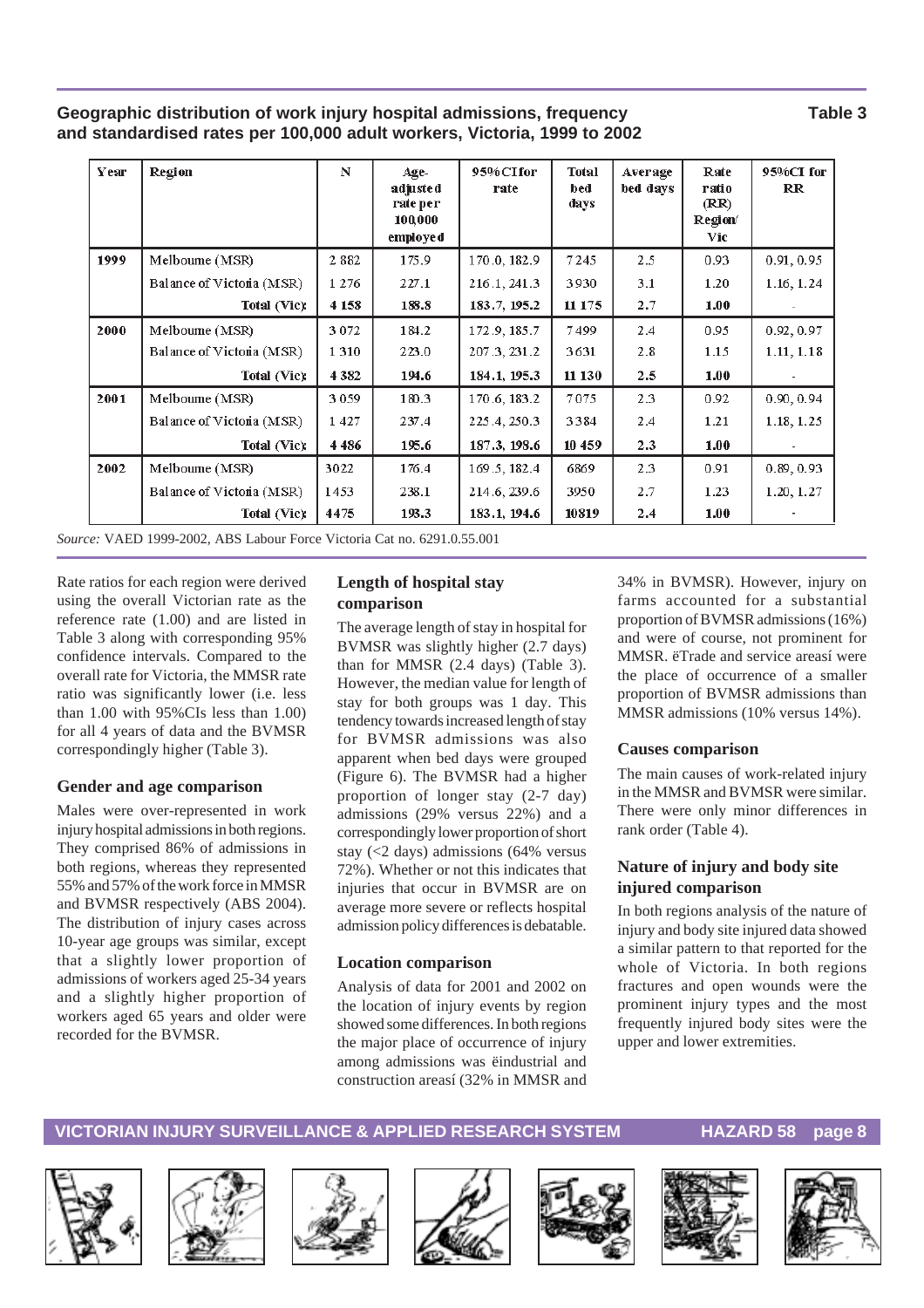**Geographic distribution of work injury hospital admissions, frequency and standardised rates per 100,000 adult workers, Victoria, 1999 to 2002** **Table 3**

| Year | Region | N | Age-adjusted rate per 100,000 employed | 95%CI for rate | Total bed days | Average bed days | Rate ratio (RR) Region/Vic | 95%CI for RR |
|---|---|---|---|---|---|---|---|---|
| 1999 | Melbourne (MSR) | 2 882 | 175.9 | 170.0, 182.9 | 7245 | 2.5 | 0.93 | 0.91, 0.95 |
| | Balance of Victoria (MSR) | 1 276 | 227.1 | 216.1, 241.3 | 3930 | 3.1 | 1.20 | 1.16, 1.24 |
| | **Total (Vic)** | **4 158** | **188.8** | **183.7, 195.2** | **11 175** | **2.7** | **1.00** | - |
| 2000 | Melbourne (MSR) | 3 072 | 184.2 | 172.9, 185.7 | 7499 | 2.4 | 0.95 | 0.92, 0.97 |
| | Balance of Victoria (MSR) | 1 310 | 223.0 | 207.3, 231.2 | 3631 | 2.8 | 1.15 | 1.11, 1.18 |
| | **Total (Vic)** | **4 382** | **194.6** | **184.1, 195.3** | **11 130** | **2.5** | **1.00** | - |
| 2001 | Melbourne (MSR) | 3 059 | 180.3 | 170.6, 183.2 | 7075 | 2.3 | 0.92 | 0.90, 0.94 |
| | Balance of Victoria (MSR) | 1 427 | 237.4 | 225.4, 250.3 | 3384 | 2.4 | 1.21 | 1.18, 1.25 |
| | **Total (Vic)** | **4 486** | **195.6** | **187.3, 198.6** | **10 459** | **2.3** | **1.00** | - |
| 2002 | Melbourne (MSR) | 3022 | 176.4 | 169.5, 182.4 | 6869 | 2.3 | 0.91 | 0.89, 0.93 |
| | Balance of Victoria (MSR) | 1453 | 238.1 | 214.6, 239.6 | 3950 | 2.7 | 1.23 | 1.20, 1.27 |
| | **Total (Vic)** | **4475** | **193.3** | **183.1, 194.6** | **10819** | **2.4** | **1.00** | - |

*Source:* VAED 1999-2002, ABS Labour Force Victoria Cat no. 6291.0.55.001

Rate ratios for each region were derived using the overall Victorian rate as the reference rate (1.00) and are listed in Table 3 along with corresponding 95% confidence intervals. Compared to the overall rate for Victoria, the MMSR rate ratio was significantly lower (i.e. less than 1.00 with 95%CIs less than 1.00) for all 4 years of data and the BVMSR correspondingly higher (Table 3).

### Gender and age comparison

Males were over-represented in work injury hospital admissions in both regions. They comprised 86% of admissions in both regions, whereas they represented 55% and 57% of the work force in MMSR and BVMSR respectively (ABS 2004). The distribution of injury cases across 10-year age groups was similar, except that a slightly lower proportion of admissions of workers aged 25-34 years and a slightly higher proportion of workers aged 65 years and older were recorded for the BVMSR.

### Length of hospital stay comparison

The average length of stay in hospital for BVMSR was slightly higher (2.7 days) than for MMSR (2.4 days) (Table 3). However, the median value for length of stay for both groups was 1 day. This tendency towards increased length of stay for BVMSR admissions was also apparent when bed days were grouped (Figure 6). The BVMSR had a higher proportion of longer stay (2-7 day) admissions (29% versus 22%) and a correspondingly lower proportion of short stay (<2 days) admissions (64% versus 72%). Whether or not this indicates that injuries that occur in BVMSR are on average more severe or reflects hospital admission policy differences is debatable.

### Location comparison

Analysis of data for 2001 and 2002 on the location of injury events by region showed some differences. In both regions the major place of occurrence of injury among admissions was ëindustrial and construction areasí (32% in MMSR and 34% in BVMSR). However, injury on farms accounted for a substantial proportion of BVMSR admissions (16%) and were of course, not prominent for MMSR. ëTrade and service areasí were the place of occurrence of a smaller proportion of BVMSR admissions than MMSR admissions (10% versus 14%).

### Causes comparison

The main causes of work-related injury in the MMSR and BVMSR were similar. There were only minor differences in rank order (Table 4).

### Nature of injury and body site injured comparison

In both regions analysis of the nature of injury and body site injured data showed a similar pattern to that reported for the whole of Victoria. In both regions fractures and open wounds were the prominent injury types and the most frequently injured body sites were the upper and lower extremities.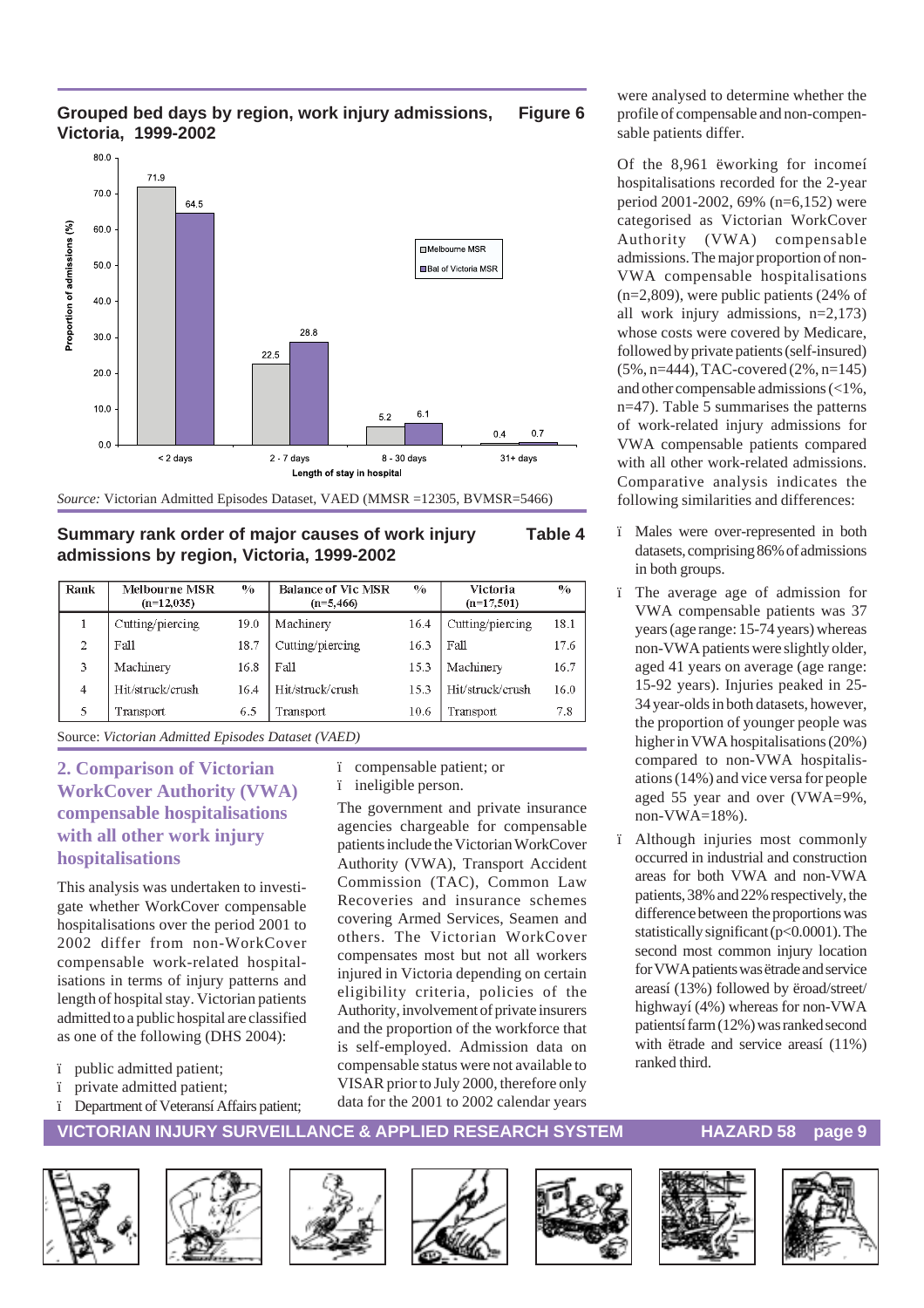**Grouped bed days by region, work injury admissions, Victoria, 1999-2002** — **Figure 6**

| Length of stay in hospital | Melbourne MSR | Bal of Victoria MSR |
|---|---|---|
| < 2 days | 71.9 | 64.5 |
| 2 - 7 days | 22.5 | 28.8 |
| 8 - 30 days | 5.2 | 6.1 |
| 31+ days | 0.4 | 0.7 |

*Source:* Victorian Admitted Episodes Dataset, VAED (MMSR =12305, BVMSR=5466)

**Summary rank order of major causes of work injury admissions by region, Victoria, 1999-2002** — **Table 4**

| Rank | Melbourne MSR (n=12,035) | % | Balance of Vic MSR (n=5,466) | % | Victoria (n=17,501) | % |
|---|---|---|---|---|---|---|
| 1 | Cutting/piercing | 19.0 | Machinery | 16.4 | Cutting/piercing | 18.1 |
| 2 | Fall | 18.7 | Cutting/piercing | 16.3 | Fall | 17.6 |
| 3 | Machinery | 16.8 | Fall | 15.3 | Machinery | 16.7 |
| 4 | Hit/struck/crush | 16.4 | Hit/struck/crush | 15.3 | Hit/struck/crush | 16.0 |
| 5 | Transport | 6.5 | Transport | 10.6 | Transport | 7.8 |

Source: *Victorian Admitted Episodes Dataset (VAED)*

## 2. Comparison of Victorian WorkCover Authority (VWA) compensable hospitalisations with all other work injury hospitalisations

This analysis was undertaken to investigate whether WorkCover compensable hospitalisations over the period 2001 to 2002 differ from non-WorkCover compensable work-related hospitalisations in terms of injury patterns and length of hospital stay. Victorian patients admitted to a public hospital are classified as one of the following (DHS 2004):

- public admitted patient;
- private admitted patient;
- Department of Veteransí Affairs patient;
- compensable patient; or
- ineligible person.

The government and private insurance agencies chargeable for compensable patients include the Victorian WorkCover Authority (VWA), Transport Accident Commission (TAC), Common Law Recoveries and insurance schemes covering Armed Services, Seamen and others. The Victorian WorkCover compensates most but not all workers injured in Victoria depending on certain eligibility criteria, policies of the Authority, involvement of private insurers and the proportion of the workforce that is self-employed. Admission data on compensable status were not available to VISAR prior to July 2000, therefore only data for the 2001 to 2002 calendar years were analysed to determine whether the profile of compensable and non-compensable patients differ.

Of the 8,961 ëworking for incomeí hospitalisations recorded for the 2-year period 2001-2002, 69% (n=6,152) were categorised as Victorian WorkCover Authority (VWA) compensable admissions. The major proportion of non-VWA compensable hospitalisations (n=2,809), were public patients (24% of all work injury admissions, n=2,173) whose costs were covered by Medicare, followed by private patients (self-insured) (5%, n=444), TAC-covered (2%, n=145) and other compensable admissions (<1%, n=47). Table 5 summarises the patterns of work-related injury admissions for VWA compensable patients compared with all other work-related admissions. Comparative analysis indicates the following similarities and differences:

- Males were over-represented in both datasets, comprising 86% of admissions in both groups.
- The average age of admission for VWA compensable patients was 37 years (age range: 15-74 years) whereas non-VWA patients were slightly older, aged 41 years on average (age range: 15-92 years). Injuries peaked in 25-34 year-olds in both datasets, however, the proportion of younger people was higher in VWA hospitalisations (20%) compared to non-VWA hospitalisations (14%) and vice versa for people aged 55 year and over (VWA=9%, non-VWA=18%).
- Although injuries most commonly occurred in industrial and construction areas for both VWA and non-VWA patients, 38% and 22% respectively, the difference between the proportions was statistically significant ($p<0.0001$). The second most common injury location for VWA patients was ëtrade and service areasí (13%) followed by ëroad/street/highwayí (4%) whereas for non-VWA patientsí farm (12%) was ranked second with ëtrade and service areasí (11%) ranked third.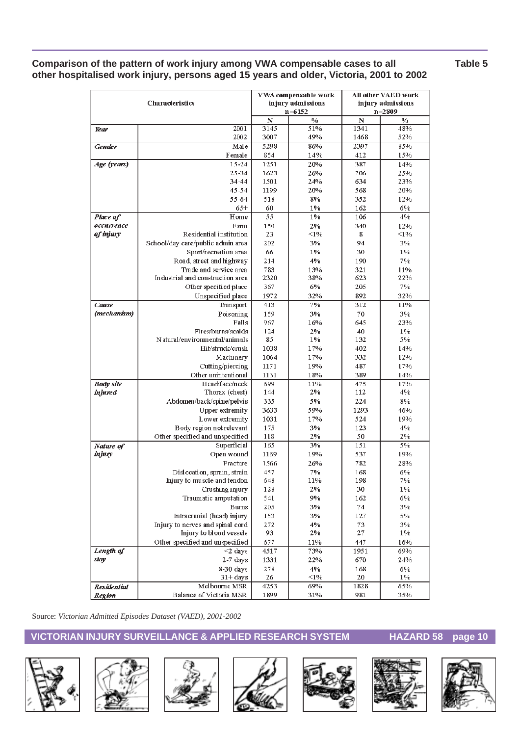**Comparison of the pattern of work injury among VWA compensable cases to all other hospitalised work injury, persons aged 15 years and older, Victoria, 2001 to 2002**

**Table 5**

| Characteristics | | VWA compensable work injury admissions n=6152 | | All other VAED work injury admissions n=2809 | |
|---|---|---|---|---|---|
| | | N | % | N | % |
| *Year* | 2001 | 3145 | 51% | 1341 | 48% |
| | 2002 | 3007 | 49% | 1468 | 52% |
| *Gender* | Male | 5298 | 86% | 2397 | 85% |
| | Female | 854 | 14% | 412 | 15% |
| *Age (years)* | 15-24 | 1251 | 20% | 387 | 14% |
| | 25-34 | 1623 | 26% | 706 | 25% |
| | 34-44 | 1501 | 24% | 634 | 23% |
| | 45-54 | 1199 | 20% | 568 | 20% |
| | 55-64 | 518 | 8% | 352 | 12% |
| | 65+ | 60 | 1% | 162 | 6% |
| *Place of occurrence of injury* | Home | 55 | 1% | 106 | 4% |
| | Farm | 150 | 2% | 340 | 12% |
| | Residential institution | 23 | <1% | 8 | <1% |
| | School/day care/public admin area | 202 | 3% | 94 | 3% |
| | Sport/recreation area | 66 | 1% | 30 | 1% |
| | Road, street and highway | 214 | 4% | 190 | 7% |
| | Trade and service area | 783 | 13% | 321 | 11% |
| | Industrial and construction area | 2320 | 38% | 623 | 22% |
| | Other specified place | 367 | 6% | 205 | 7% |
| | Unspecified place | 1972 | 32% | 892 | 32% |
| *Cause (mechanism)* | Transport | 413 | 7% | 312 | 11% |
| | Poisoning | 159 | 3% | 70 | 3% |
| | Falls | 967 | 16% | 645 | 23% |
| | Fires/burns/scalds | 124 | 2% | 40 | 1% |
| | Natural/environmental/animals | 85 | 1% | 132 | 5% |
| | Hit/struck/crush | 1038 | 17% | 402 | 14% |
| | Machinery | 1064 | 17% | 332 | 12% |
| | Cutting/piercing | 1171 | 19% | 487 | 17% |
| | Other unintentional | 1131 | 18% | 389 | 14% |
| *Body site injured* | Head/face/neck | 699 | 11% | 475 | 17% |
| | Thorax (chest) | 144 | 2% | 112 | 4% |
| | Abdomen/back/spine/pelvis | 335 | 5% | 224 | 8% |
| | Upper extremity | 3633 | 59% | 1293 | 46% |
| | Lower extremity | 1031 | 17% | 524 | 19% |
| | Body region not relevant | 175 | 3% | 123 | 4% |
| | Other specified and unspecified | 118 | 2% | 50 | 2% |
| *Nature of injury* | Superficial | 165 | 3% | 151 | 5% |
| | Open wound | 1169 | 19% | 537 | 19% |
| | Fracture | 1566 | 26% | 782 | 28% |
| | Dislocation, sprain, strain | 457 | 7% | 168 | 6% |
| | Injury to muscle and tendon | 648 | 11% | 198 | 7% |
| | Crushing injury | 128 | 2% | 30 | 1% |
| | Traumatic amputation | 541 | 9% | 162 | 6% |
| | Burns | 205 | 3% | 74 | 3% |
| | Intracranial (head) injury | 153 | 3% | 127 | 5% |
| | Injury to nerves and spinal cord | 272 | 4% | 73 | 3% |
| | Injury to blood vessels | 93 | 2% | 27 | 1% |
| | Other specified and unspecified | 677 | 11% | 447 | 16% |
| *Length of stay* | <2 days | 4517 | 73% | 1951 | 69% |
| | 2-7 days | 1331 | 22% | 670 | 24% |
| | 8-30 days | 278 | 4% | 168 | 6% |
| | 31+ days | 26 | <1% | 20 | 1% |
| *Residential Region* | Melbourne MSR | 4253 | 69% | 1828 | 65% |
| | Balance of Victoria MSR | 1899 | 31% | 981 | 35% |

Source: *Victorian Admitted Episodes Dataset (VAED), 2001-2002*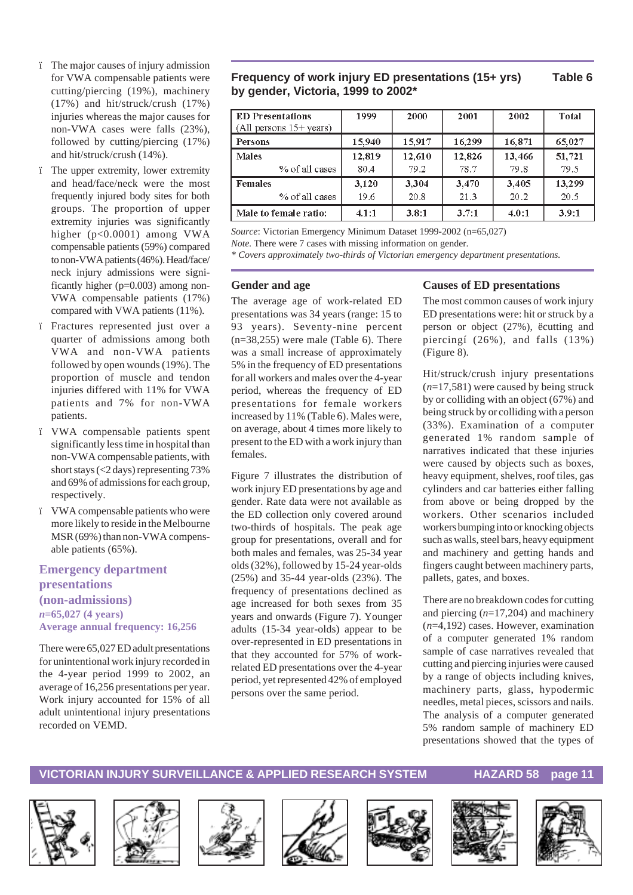- The major causes of injury admission for VWA compensable patients were cutting/piercing (19%), machinery (17%) and hit/struck/crush (17%) injuries whereas the major causes for non-VWA cases were falls (23%), followed by cutting/piercing (17%) and hit/struck/crush (14%).
- The upper extremity, lower extremity and head/face/neck were the most frequently injured body sites for both groups. The proportion of upper extremity injuries was significantly higher ($p<0.0001$) among VWA compensable patients (59%) compared to non-VWA patients (46%). Head/face/neck injury admissions were significantly higher ($p=0.003$) among non-VWA compensable patients (17%) compared with VWA patients (11%).
- Fractures represented just over a quarter of admissions among both VWA and non-VWA patients followed by open wounds (19%). The proportion of muscle and tendon injuries differed with 11% for VWA patients and 7% for non-VWA patients.
- VWA compensable patients spent significantly less time in hospital than non-VWA compensable patients, with short stays (<2 days) representing 73% and 69% of admissions for each group, respectively.
- VWA compensable patients who were more likely to reside in the Melbourne MSR (69%) than non-VWA compensable patients (65%).

## Emergency department presentations (non-admissions)

***n*=65,027 (4 years)**
**Average annual frequency: 16,256**

There were 65,027 ED adult presentations for unintentional work injury recorded in the 4-year period 1999 to 2002, an average of 16,256 presentations per year. Work injury accounted for 15% of all adult unintentional injury presentations recorded on VEMD.

**Frequency of work injury ED presentations (15+ yrs) by gender, Victoria, 1999 to 2002\*** **Table 6**

| ED Presentations (All persons 15+ years) | 1999 | 2000 | 2001 | 2002 | Total |
|---|---|---|---|---|---|
| **Persons** | 15,940 | 15,917 | 16,299 | 16,871 | 65,027 |
| **Males** | 12,819 | 12,610 | 12,826 | 13,466 | 51,721 |
| % of all cases | 80.4 | 79.2 | 78.7 | 79.8 | 79.5 |
| **Females** | 3,120 | 3,304 | 3,470 | 3,405 | 13,299 |
| % of all cases | 19.6 | 20.8 | 21.3 | 20.2 | 20.5 |
| Male to female ratio: | 4.1:1 | 3.8:1 | 3.7:1 | 4.0:1 | 3.9:1 |

*Source*: Victorian Emergency Minimum Dataset 1999-2002 (n=65,027)
*Note.* There were 7 cases with missing information on gender.
*\* Covers approximately two-thirds of Victorian emergency department presentations.*

### Gender and age

The average age of work-related ED presentations was 34 years (range: 15 to 93 years). Seventy-nine percent (n=38,255) were male (Table 6). There was a small increase of approximately 5% in the frequency of ED presentations for all workers and males over the 4-year period, whereas the frequency of ED presentations for female workers increased by 11% (Table 6). Males were, on average, about 4 times more likely to present to the ED with a work injury than females.

Figure 7 illustrates the distribution of work injury ED presentations by age and gender. Rate data were not available as the ED collection only covered around two-thirds of hospitals. The peak age group for presentations, overall and for both males and females, was 25-34 year olds (32%), followed by 15-24 year-olds (25%) and 35-44 year-olds (23%). The frequency of presentations declined as age increased for both sexes from 35 years and onwards (Figure 7). Younger adults (15-34 year-olds) appear to be over-represented in ED presentations in that they accounted for 57% of work-related ED presentations over the 4-year period, yet represented 42% of employed persons over the same period.

### Causes of ED presentations

The most common causes of work injury ED presentations were: hit or struck by a person or object (27%), ëcutting and piercingí (26%), and falls (13%) (Figure 8).

Hit/struck/crush injury presentations (*n*=17,581) were caused by being struck by or colliding with an object (67%) and being struck by or colliding with a person (33%). Examination of a computer generated 1% random sample of narratives indicated that these injuries were caused by objects such as boxes, heavy equipment, shelves, roof tiles, gas cylinders and car batteries either falling from above or being dropped by the workers. Other scenarios included workers bumping into or knocking objects such as walls, steel bars, heavy equipment and machinery and getting hands and fingers caught between machinery parts, pallets, gates, and boxes.

There are no breakdown codes for cutting and piercing (*n*=17,204) and machinery (*n*=4,192) cases. However, examination of a computer generated 1% random sample of case narratives revealed that cutting and piercing injuries were caused by a range of objects including knives, machinery parts, glass, hypodermic needles, metal pieces, scissors and nails. The analysis of a computer generated 5% random sample of machinery ED presentations showed that the types of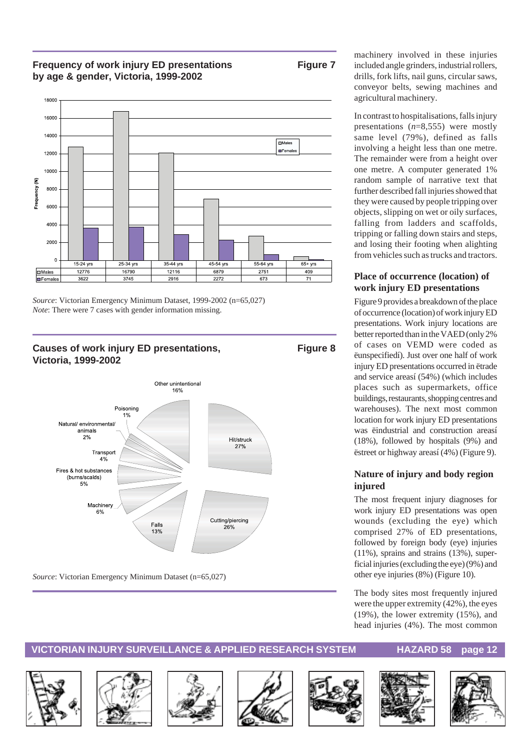**Frequency of work injury ED presentations by age & gender, Victoria, 1999-2002** **Figure 7**

| | 15-24 yrs | 25-34 yrs | 35-44 yrs | 45-54 yrs | 55-64 yrs | 65+ yrs |
|---|---|---|---|---|---|---|
| Males | 12776 | 16790 | 12116 | 6879 | 2751 | 409 |
| Females | 3622 | 3745 | 2916 | 2272 | 673 | 71 |

*Source*: Victorian Emergency Minimum Dataset, 1999-2002 (n=65,027)
*Note*: There were 7 cases with gender information missing.

**Causes of work injury ED presentations, Victoria, 1999-2002** **Figure 8**

| Cause | % |
|---|---|
| Hit/struck | 27% |
| Cutting/piercing | 26% |
| Other unintentional | 16% |
| Falls | 13% |
| Machinery | 6% |
| Fires & hot substances (burns/scalds) | 5% |
| Transport | 4% |
| Natural/ environmental/ animals | 2% |
| Poisoning | 1% |

*Source*: Victorian Emergency Minimum Dataset (n=65,027)

machinery involved in these injuries included angle grinders, industrial rollers, drills, fork lifts, nail guns, circular saws, conveyor belts, sewing machines and agricultural machinery.

In contrast to hospitalisations, falls injury presentations (*n*=8,555) were mostly same level (79%), defined as falls involving a height less than one metre. The remainder were from a height over one metre. A computer generated 1% random sample of narrative text that further described fall injuries showed that they were caused by people tripping over objects, slipping on wet or oily surfaces, falling from ladders and scaffolds, tripping or falling down stairs and steps, and losing their footing when alighting from vehicles such as trucks and tractors.

## Place of occurrence (location) of work injury ED presentations

Figure 9 provides a breakdown of the place of occurrence (location) of work injury ED presentations. Work injury locations are better reported than in the VAED (only 2% of cases on VEMD were coded as ëunspecifiedí). Just over one half of work injury ED presentations occurred in ëtrade and service areasí (54%) (which includes places such as supermarkets, office buildings, restaurants, shopping centres and warehouses). The next most common location for work injury ED presentations was ëindustrial and construction areasí (18%), followed by hospitals (9%) and ëstreet or highway areasí (4%) (Figure 9).

## Nature of injury and body region injured

The most frequent injury diagnoses for work injury ED presentations was open wounds (excluding the eye) which comprised 27% of ED presentations, followed by foreign body (eye) injuries (11%), sprains and strains (13%), superficial injuries (excluding the eye) (9%) and other eye injuries (8%) (Figure 10).

The body sites most frequently injured were the upper extremity (42%), the eyes (19%), the lower extremity (15%), and head injuries (4%). The most common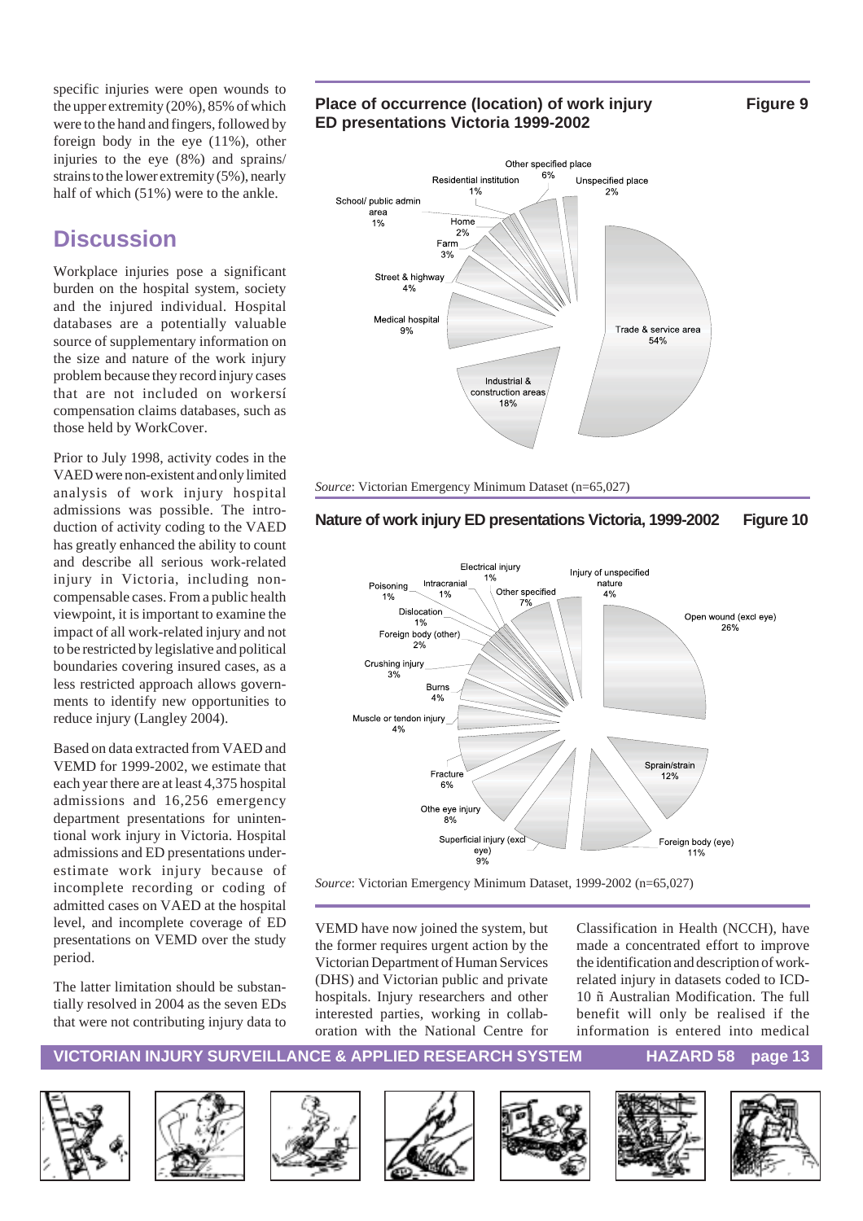specific injuries were open wounds to the upper extremity (20%), 85% of which were to the hand and fingers, followed by foreign body in the eye (11%), other injuries to the eye (8%) and sprains/ strains to the lower extremity (5%), nearly half of which (51%) were to the ankle.

## Discussion

Workplace injuries pose a significant burden on the hospital system, society and the injured individual. Hospital databases are a potentially valuable source of supplementary information on the size and nature of the work injury problem because they record injury cases that are not included on workersí compensation claims databases, such as those held by WorkCover.

Prior to July 1998, activity codes in the VAED were non-existent and only limited analysis of work injury hospital admissions was possible. The introduction of activity coding to the VAED has greatly enhanced the ability to count and describe all serious work-related injury in Victoria, including non-compensable cases. From a public health viewpoint, it is important to examine the impact of all work-related injury and not to be restricted by legislative and political boundaries covering insured cases, as a less restricted approach allows governments to identify new opportunities to reduce injury (Langley 2004).

Based on data extracted from VAED and VEMD for 1999-2002, we estimate that each year there are at least 4,375 hospital admissions and 16,256 emergency department presentations for unintentional work injury in Victoria. Hospital admissions and ED presentations underestimate work injury because of incomplete recording or coding of admitted cases on VAED at the hospital level, and incomplete coverage of ED presentations on VEMD over the study period.

The latter limitation should be substantially resolved in 2004 as the seven EDs that were not contributing injury data to VEMD have now joined the system, but the former requires urgent action by the Victorian Department of Human Services (DHS) and Victorian public and private hospitals. Injury researchers and other interested parties, working in collaboration with the National Centre for Classification in Health (NCCH), have made a concentrated effort to improve the identification and description of work-related injury in datasets coded to ICD-10 ñ Australian Modification. The full benefit will only be realised if the information is entered into medical

**Place of occurrence (location) of work injury ED presentations Victoria 1999-2002** — **Figure 9**

| Location | % |
|---|---|
| Trade & service area | 54% |
| Industrial & construction areas | 18% |
| Medical hospital | 9% |
| Street & highway | 4% |
| Farm | 3% |
| Home | 2% |
| School/ public admin area | 1% |
| Residential institution | 1% |
| Other specified place | 6% |
| Unspecified place | 2% |

*Source*: Victorian Emergency Minimum Dataset (n=65,027)

**Nature of work injury ED presentations Victoria, 1999-2002** — **Figure 10**

| Nature of injury | % |
|---|---|
| Open wound (excl eye) | 26% |
| Sprain/strain | 12% |
| Foreign body (eye) | 11% |
| Superficial injury (excl eye) | 9% |
| Other eye injury | 8% |
| Fracture | 6% |
| Muscle or tendon injury | 4% |
| Burns | 4% |
| Crushing injury | 3% |
| Foreign body (other) | 2% |
| Dislocation | 1% |
| Poisoning | 1% |
| Intracranial | 1% |
| Electrical injury | 1% |
| Other specified | 7% |
| Injury of unspecified nature | 4% |

*Source*: Victorian Emergency Minimum Dataset, 1999-2002 (n=65,027)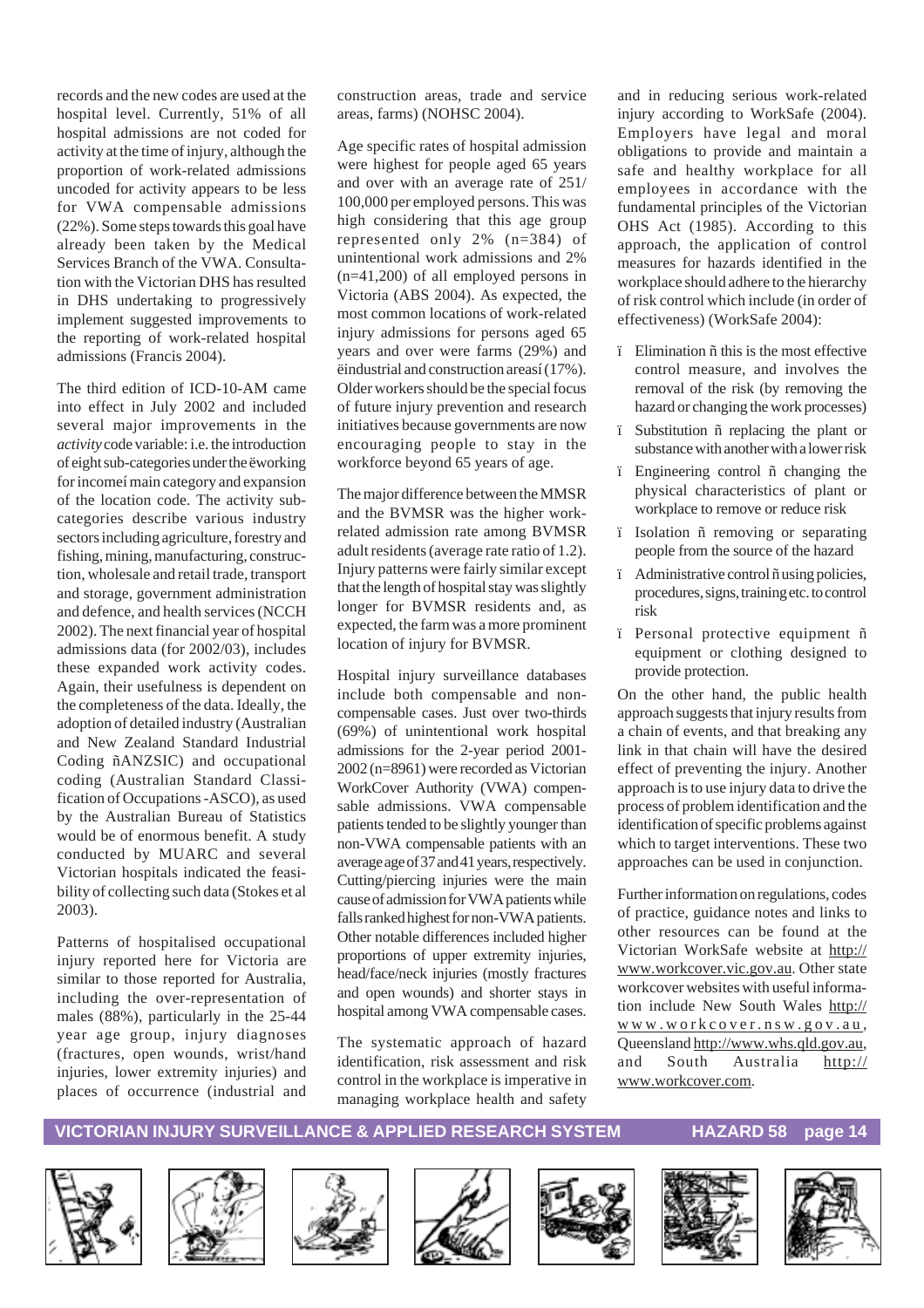records and the new codes are used at the hospital level. Currently, 51% of all hospital admissions are not coded for activity at the time of injury, although the proportion of work-related admissions uncoded for activity appears to be less for VWA compensable admissions (22%). Some steps towards this goal have already been taken by the Medical Services Branch of the VWA. Consultation with the Victorian DHS has resulted in DHS undertaking to progressively implement suggested improvements to the reporting of work-related hospital admissions (Francis 2004).

The third edition of ICD-10-AM came into effect in July 2002 and included several major improvements in the *activity* code variable: i.e. the introduction of eight sub-categories under the ëworking for incomeí main category and expansion of the location code. The activity sub-categories describe various industry sectors including agriculture, forestry and fishing, mining, manufacturing, construction, wholesale and retail trade, transport and storage, government administration and defence, and health services (NCCH 2002). The next financial year of hospital admissions data (for 2002/03), includes these expanded work activity codes. Again, their usefulness is dependent on the completeness of the data. Ideally, the adoption of detailed industry (Australian and New Zealand Standard Industrial Coding ñANZSIC) and occupational coding (Australian Standard Classification of Occupations -ASCO), as used by the Australian Bureau of Statistics would be of enormous benefit. A study conducted by MUARC and several Victorian hospitals indicated the feasibility of collecting such data (Stokes et al 2003).

Patterns of hospitalised occupational injury reported here for Victoria are similar to those reported for Australia, including the over-representation of males (88%), particularly in the 25-44 year age group, injury diagnoses (fractures, open wounds, wrist/hand injuries, lower extremity injuries) and places of occurrence (industrial and construction areas, trade and service areas, farms) (NOHSC 2004).

Age specific rates of hospital admission were highest for people aged 65 years and over with an average rate of 251/100,000 per employed persons. This was high considering that this age group represented only 2% (n=384) of unintentional work admissions and 2% (n=41,200) of all employed persons in Victoria (ABS 2004). As expected, the most common locations of work-related injury admissions for persons aged 65 years and over were farms (29%) and ëindustrial and construction areasí (17%). Older workers should be the special focus of future injury prevention and research initiatives because governments are now encouraging people to stay in the workforce beyond 65 years of age.

The major difference between the MMSR and the BVMSR was the higher work-related admission rate among BVMSR adult residents (average rate ratio of 1.2). Injury patterns were fairly similar except that the length of hospital stay was slightly longer for BVMSR residents and, as expected, the farm was a more prominent location of injury for BVMSR.

Hospital injury surveillance databases include both compensable and non-compensable cases. Just over two-thirds (69%) of unintentional work hospital admissions for the 2-year period 2001-2002 (n=8961) were recorded as Victorian WorkCover Authority (VWA) compensable admissions. VWA compensable patients tended to be slightly younger than non-VWA compensable patients with an average age of 37 and 41 years, respectively. Cutting/piercing injuries were the main cause of admission for VWA patients while falls ranked highest for non-VWA patients. Other notable differences included higher proportions of upper extremity injuries, head/face/neck injuries (mostly fractures and open wounds) and shorter stays in hospital among VWA compensable cases.

The systematic approach of hazard identification, risk assessment and risk control in the workplace is imperative in managing workplace health and safety and in reducing serious work-related injury according to WorkSafe (2004). Employers have legal and moral obligations to provide and maintain a safe and healthy workplace for all employees in accordance with the fundamental principles of the Victorian OHS Act (1985). According to this approach, the application of control measures for hazards identified in the workplace should adhere to the hierarchy of risk control which include (in order of effectiveness) (WorkSafe 2004):

- Elimination ñ this is the most effective control measure, and involves the removal of the risk (by removing the hazard or changing the work processes)
- Substitution ñ replacing the plant or substance with another with a lower risk
- Engineering control ñ changing the physical characteristics of plant or workplace to remove or reduce risk
- Isolation ñ removing or separating people from the source of the hazard
- Administrative control ñ using policies, procedures, signs, training etc. to control risk
- Personal protective equipment ñ equipment or clothing designed to provide protection.

On the other hand, the public health approach suggests that injury results from a chain of events, and that breaking any link in that chain will have the desired effect of preventing the injury. Another approach is to use injury data to drive the process of problem identification and the identification of specific problems against which to target interventions. These two approaches can be used in conjunction.

Further information on regulations, codes of practice, guidance notes and links to other resources can be found at the Victorian WorkSafe website at http://www.workcover.vic.gov.au. Other state workcover websites with useful information include New South Wales http://www.workcover.nsw.gov.au, Queensland http://www.whs.qld.gov.au, and South Australia http://www.workcover.com.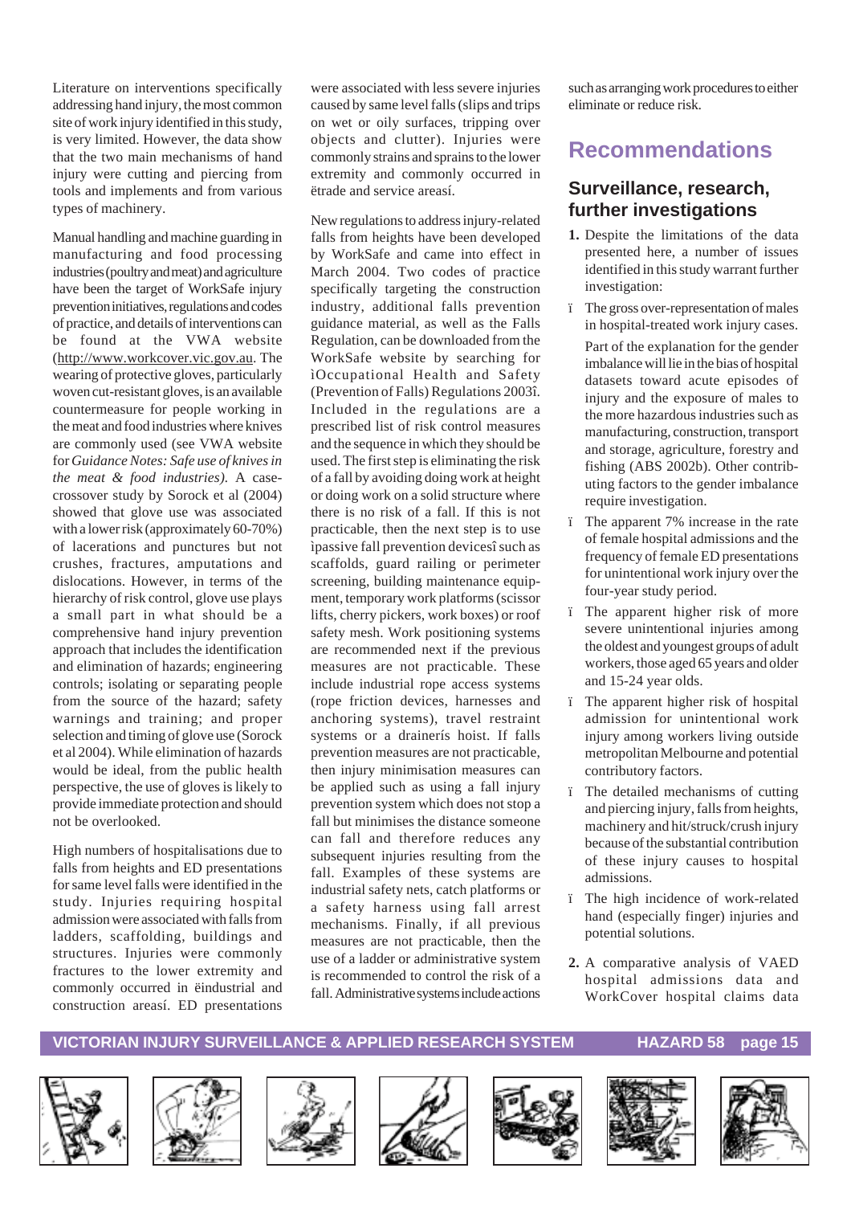Literature on interventions specifically addressing hand injury, the most common site of work injury identified in this study, is very limited. However, the data show that the two main mechanisms of hand injury were cutting and piercing from tools and implements and from various types of machinery.

Manual handling and machine guarding in manufacturing and food processing industries (poultry and meat) and agriculture have been the target of WorkSafe injury prevention initiatives, regulations and codes of practice, and details of interventions can be found at the VWA website (http://www.workcover.vic.gov.au). The wearing of protective gloves, particularly woven cut-resistant gloves, is an available countermeasure for people working in the meat and food industries where knives are commonly used (see VWA website for *Guidance Notes: Safe use of knives in the meat & food industries)*. A case-crossover study by Sorock et al (2004) showed that glove use was associated with a lower risk (approximately 60-70%) of lacerations and punctures but not crushes, fractures, amputations and dislocations. However, in terms of the hierarchy of risk control, glove use plays a small part in what should be a comprehensive hand injury prevention approach that includes the identification and elimination of hazards; engineering controls; isolating or separating people from the source of the hazard; safety warnings and training; and proper selection and timing of glove use (Sorock et al 2004). While elimination of hazards would be ideal, from the public health perspective, the use of gloves is likely to provide immediate protection and should not be overlooked.

High numbers of hospitalisations due to falls from heights and ED presentations for same level falls were identified in the study. Injuries requiring hospital admission were associated with falls from ladders, scaffolding, buildings and structures. Injuries were commonly fractures to the lower extremity and commonly occurred in ëindustrial and construction areasí. ED presentations were associated with less severe injuries caused by same level falls (slips and trips on wet or oily surfaces, tripping over objects and clutter). Injuries were commonly strains and sprains to the lower extremity and commonly occurred in ëtrade and service areasí.

New regulations to address injury-related falls from heights have been developed by WorkSafe and came into effect in March 2004. Two codes of practice specifically targeting the construction industry, additional falls prevention guidance material, as well as the Falls Regulation, can be downloaded from the WorkSafe website by searching for ìOccupational Health and Safety (Prevention of Falls) Regulations 2003î. Included in the regulations are a prescribed list of risk control measures and the sequence in which they should be used. The first step is eliminating the risk of a fall by avoiding doing work at height or doing work on a solid structure where there is no risk of a fall. If this is not practicable, then the next step is to use ìpassive fall prevention devicesî such as scaffolds, guard railing or perimeter screening, building maintenance equipment, temporary work platforms (scissor lifts, cherry pickers, work boxes) or roof safety mesh. Work positioning systems are recommended next if the previous measures are not practicable. These include industrial rope access systems (rope friction devices, harnesses and anchoring systems), travel restraint systems or a drainerís hoist. If falls prevention measures are not practicable, then injury minimisation measures can be applied such as using a fall injury prevention system which does not stop a fall but minimises the distance someone can fall and therefore reduces any subsequent injuries resulting from the fall. Examples of these systems are industrial safety nets, catch platforms or a safety harness using fall arrest mechanisms. Finally, if all previous measures are not practicable, then the use of a ladder or administrative system is recommended to control the risk of a fall. Administrative systems include actions such as arranging work procedures to either eliminate or reduce risk.

# Recommendations

## Surveillance, research, further investigations

**1.** Despite the limitations of the data presented here, a number of issues identified in this study warrant further investigation:

- The gross over-representation of males in hospital-treated work injury cases.

  Part of the explanation for the gender imbalance will lie in the bias of hospital datasets toward acute episodes of injury and the exposure of males to the more hazardous industries such as manufacturing, construction, transport and storage, agriculture, forestry and fishing (ABS 2002b). Other contributing factors to the gender imbalance require investigation.
- The apparent 7% increase in the rate of female hospital admissions and the frequency of female ED presentations for unintentional work injury over the four-year study period.
- The apparent higher risk of more severe unintentional injuries among the oldest and youngest groups of adult workers, those aged 65 years and older and 15-24 year olds.
- The apparent higher risk of hospital admission for unintentional work injury among workers living outside metropolitan Melbourne and potential contributory factors.
- The detailed mechanisms of cutting and piercing injury, falls from heights, machinery and hit/struck/crush injury because of the substantial contribution of these injury causes to hospital admissions.
- The high incidence of work-related hand (especially finger) injuries and potential solutions.

**2.** A comparative analysis of VAED hospital admissions data and WorkCover hospital claims data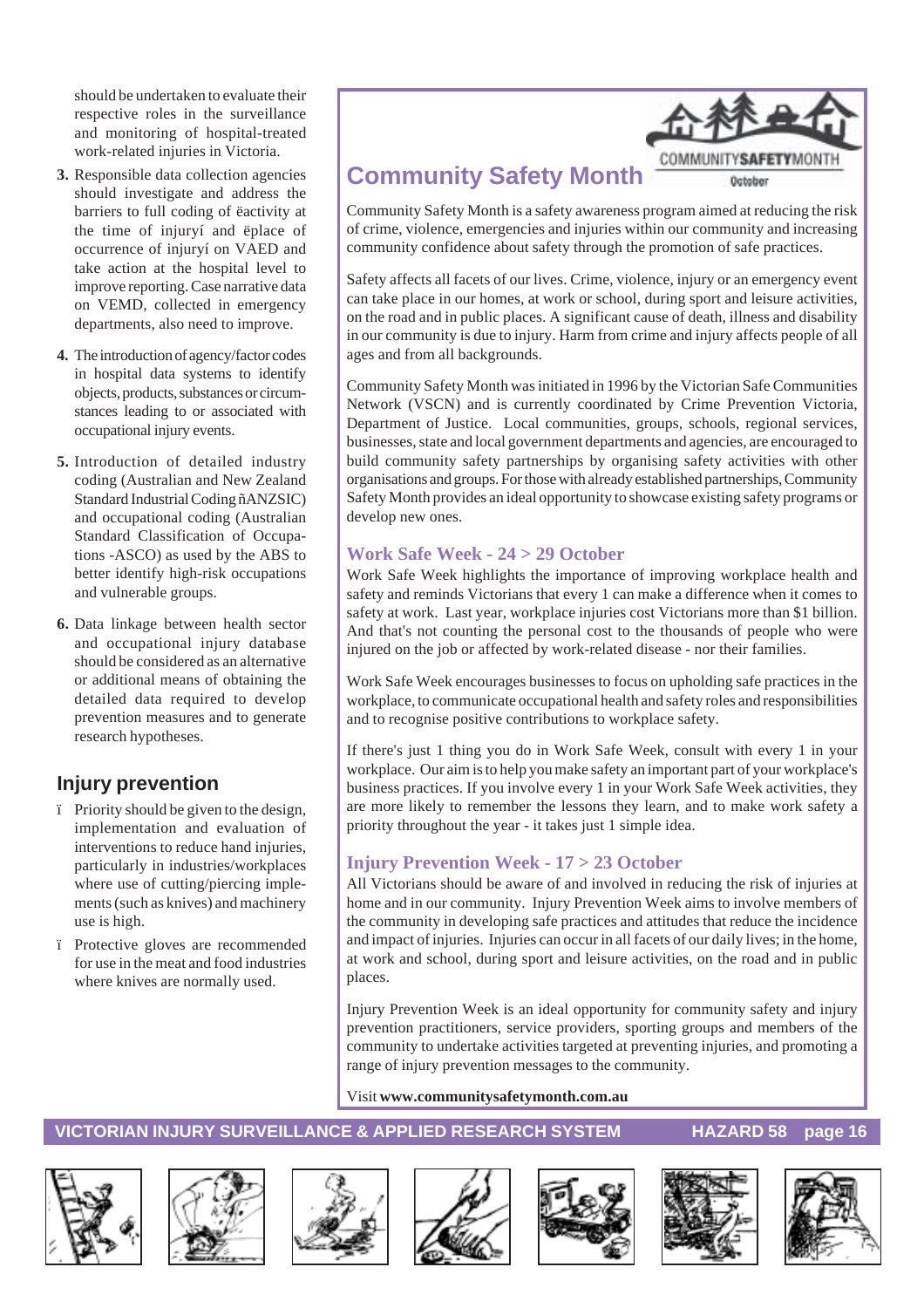should be undertaken to evaluate their respective roles in the surveillance and monitoring of hospital-treated work-related injuries in Victoria.

3. Responsible data collection agencies should investigate and address the barriers to full coding of ëactivity at the time of injuryí and ëplace of occurrence of injuryí on VAED and take action at the hospital level to improve reporting. Case narrative data on VEMD, collected in emergency departments, also need to improve.

4. The introduction of agency/factor codes in hospital data systems to identify objects, products, substances or circumstances leading to or associated with occupational injury events.

5. Introduction of detailed industry coding (Australian and New Zealand Standard Industrial Coding ñANZSIC) and occupational coding (Australian Standard Classification of Occupations -ASCO) as used by the ABS to better identify high-risk occupations and vulnerable groups.

6. Data linkage between health sector and occupational injury database should be considered as an alternative or additional means of obtaining the detailed data required to develop prevention measures and to generate research hypotheses.

## Injury prevention

- Priority should be given to the design, implementation and evaluation of interventions to reduce hand injuries, particularly in industries/workplaces where use of cutting/piercing implements (such as knives) and machinery use is high.
- Protective gloves are recommended for use in the meat and food industries where knives are normally used.

## Community Safety Month

COMMUNITYSAFETYMONTH
October

Community Safety Month is a safety awareness program aimed at reducing the risk of crime, violence, emergencies and injuries within our community and increasing community confidence about safety through the promotion of safe practices.

Safety affects all facets of our lives. Crime, violence, injury or an emergency event can take place in our homes, at work or school, during sport and leisure activities, on the road and in public places. A significant cause of death, illness and disability in our community is due to injury. Harm from crime and injury affects people of all ages and from all backgrounds.

Community Safety Month was initiated in 1996 by the Victorian Safe Communities Network (VSCN) and is currently coordinated by Crime Prevention Victoria, Department of Justice. Local communities, groups, schools, regional services, businesses, state and local government departments and agencies, are encouraged to build community safety partnerships by organising safety activities with other organisations and groups. For those with already established partnerships, Community Safety Month provides an ideal opportunity to showcase existing safety programs or develop new ones.

### Work Safe Week - 24 > 29 October

Work Safe Week highlights the importance of improving workplace health and safety and reminds Victorians that every 1 can make a difference when it comes to safety at work. Last year, workplace injuries cost Victorians more than $1 billion. And that's not counting the personal cost to the thousands of people who were injured on the job or affected by work-related disease - nor their families.

Work Safe Week encourages businesses to focus on upholding safe practices in the workplace, to communicate occupational health and safety roles and responsibilities and to recognise positive contributions to workplace safety.

If there's just 1 thing you do in Work Safe Week, consult with every 1 in your workplace. Our aim is to help you make safety an important part of your workplace's business practices. If you involve every 1 in your Work Safe Week activities, they are more likely to remember the lessons they learn, and to make work safety a priority throughout the year - it takes just 1 simple idea.

### Injury Prevention Week - 17 > 23 October

All Victorians should be aware of and involved in reducing the risk of injuries at home and in our community. Injury Prevention Week aims to involve members of the community in developing safe practices and attitudes that reduce the incidence and impact of injuries. Injuries can occur in all facets of our daily lives; in the home, at work and school, during sport and leisure activities, on the road and in public places.

Injury Prevention Week is an ideal opportunity for community safety and injury prevention practitioners, service providers, sporting groups and members of the community to undertake activities targeted at preventing injuries, and promoting a range of injury prevention messages to the community.

Visit **www.communitysafetymonth.com.au**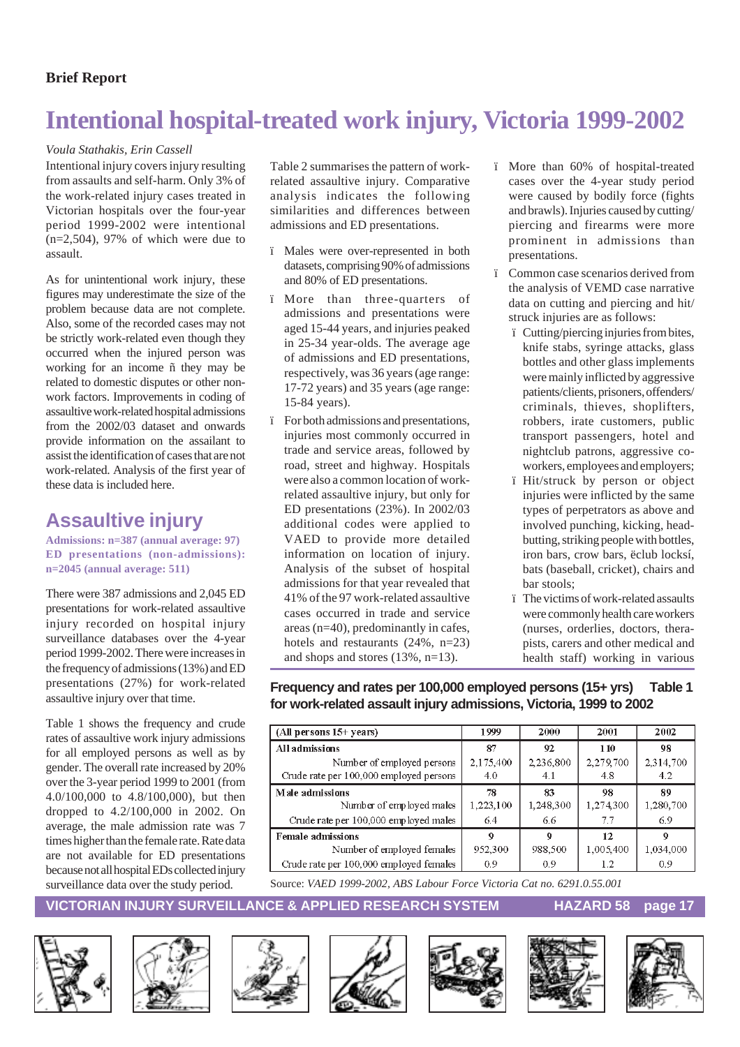Brief Report

# Intentional hospital-treated work injury, Victoria 1999-2002

*Voula Stathakis, Erin Cassell*

Intentional injury covers injury resulting from assaults and self-harm. Only 3% of the work-related injury cases treated in Victorian hospitals over the four-year period 1999-2002 were intentional (n=2,504), 97% of which were due to assault.

As for unintentional work injury, these figures may underestimate the size of the problem because data are not complete. Also, some of the recorded cases may not be strictly work-related even though they occurred when the injured person was working for an income ñ they may be related to domestic disputes or other non-work factors. Improvements in coding of assaultive work-related hospital admissions from the 2002/03 dataset and onwards provide information on the assailant to assist the identification of cases that are not work-related. Analysis of the first year of these data is included here.

## Assaultive injury

**Admissions: n=387 (annual average: 97)**
**ED presentations (non-admissions): n=2045 (annual average: 511)**

There were 387 admissions and 2,045 ED presentations for work-related assaultive injury recorded on hospital injury surveillance databases over the 4-year period 1999-2002. There were increases in the frequency of admissions (13%) and ED presentations (27%) for work-related assaultive injury over that time.

Table 1 shows the frequency and crude rates of assaultive work injury admissions for all employed persons as well as by gender. The overall rate increased by 20% over the 3-year period 1999 to 2001 (from 4.0/100,000 to 4.8/100,000), but then dropped to 4.2/100,000 in 2002. On average, the male admission rate was 7 times higher than the female rate. Rate data are not available for ED presentations because not all hospital EDs collected injury surveillance data over the study period.

Table 2 summarises the pattern of work-related assaultive injury. Comparative analysis indicates the following similarities and differences between admissions and ED presentations.

- Males were over-represented in both datasets, comprising 90% of admissions and 80% of ED presentations.
- More than three-quarters of admissions and presentations were aged 15-44 years, and injuries peaked in 25-34 year-olds. The average age of admissions and ED presentations, respectively, was 36 years (age range: 17-72 years) and 35 years (age range: 15-84 years).
- For both admissions and presentations, injuries most commonly occurred in trade and service areas, followed by road, street and highway. Hospitals were also a common location of work-related assaultive injury, but only for ED presentations (23%). In 2002/03 additional codes were applied to VAED to provide more detailed information on location of injury. Analysis of the subset of hospital admissions for that year revealed that 41% of the 97 work-related assaultive cases occurred in trade and service areas (n=40), predominantly in cafes, hotels and restaurants (24%, n=23) and shops and stores (13%, n=13).
- More than 60% of hospital-treated cases over the 4-year study period were caused by bodily force (fights and brawls). Injuries caused by cutting/piercing and firearms were more prominent in admissions than presentations.
- Common case scenarios derived from the analysis of VEMD case narrative data on cutting and piercing and hit/struck injuries are as follows:
  - Cutting/piercing injuries from bites, knife stabs, syringe attacks, glass bottles and other glass implements were mainly inflicted by aggressive patients/clients, prisoners, offenders/criminals, thieves, shoplifters, robbers, irate customers, public transport passengers, hotel and nightclub patrons, aggressive co-workers, employees and employers;
  - Hit/struck by person or object injuries were inflicted by the same types of perpetrators as above and involved punching, kicking, head-butting, striking people with bottles, iron bars, crow bars, ëclub locksí, bats (baseball, cricket), chairs and bar stools;
  - The victims of work-related assaults were commonly health care workers (nurses, orderlies, doctors, therapists, carers and other medical and health staff) working in various

**Frequency and rates per 100,000 employed persons (15+ yrs) for work-related assault injury admissions, Victoria, 1999 to 2002** — **Table 1**

| (All persons 15+ years) | 1999 | 2000 | 2001 | 2002 |
|---|---|---|---|---|
| **All admissions** | **87** | **92** | **110** | **98** |
| Number of employed persons | 2,175,400 | 2,236,800 | 2,279,700 | 2,314,700 |
| Crude rate per 100,000 employed persons | 4.0 | 4.1 | 4.8 | 4.2 |
| **Male admissions** | **78** | **83** | **98** | **89** |
| Number of employed males | 1,223,100 | 1,248,300 | 1,274,300 | 1,280,700 |
| Crude rate per 100,000 employed males | 6.4 | 6.6 | 7.7 | 6.9 |
| **Female admissions** | **9** | **9** | **12** | **9** |
| Number of employed females | 952,300 | 988,500 | 1,005,400 | 1,034,000 |
| Crude rate per 100,000 employed females | 0.9 | 0.9 | 1.2 | 0.9 |

Source: *VAED 1999-2002, ABS Labour Force Victoria Cat no. 6291.0.55.001*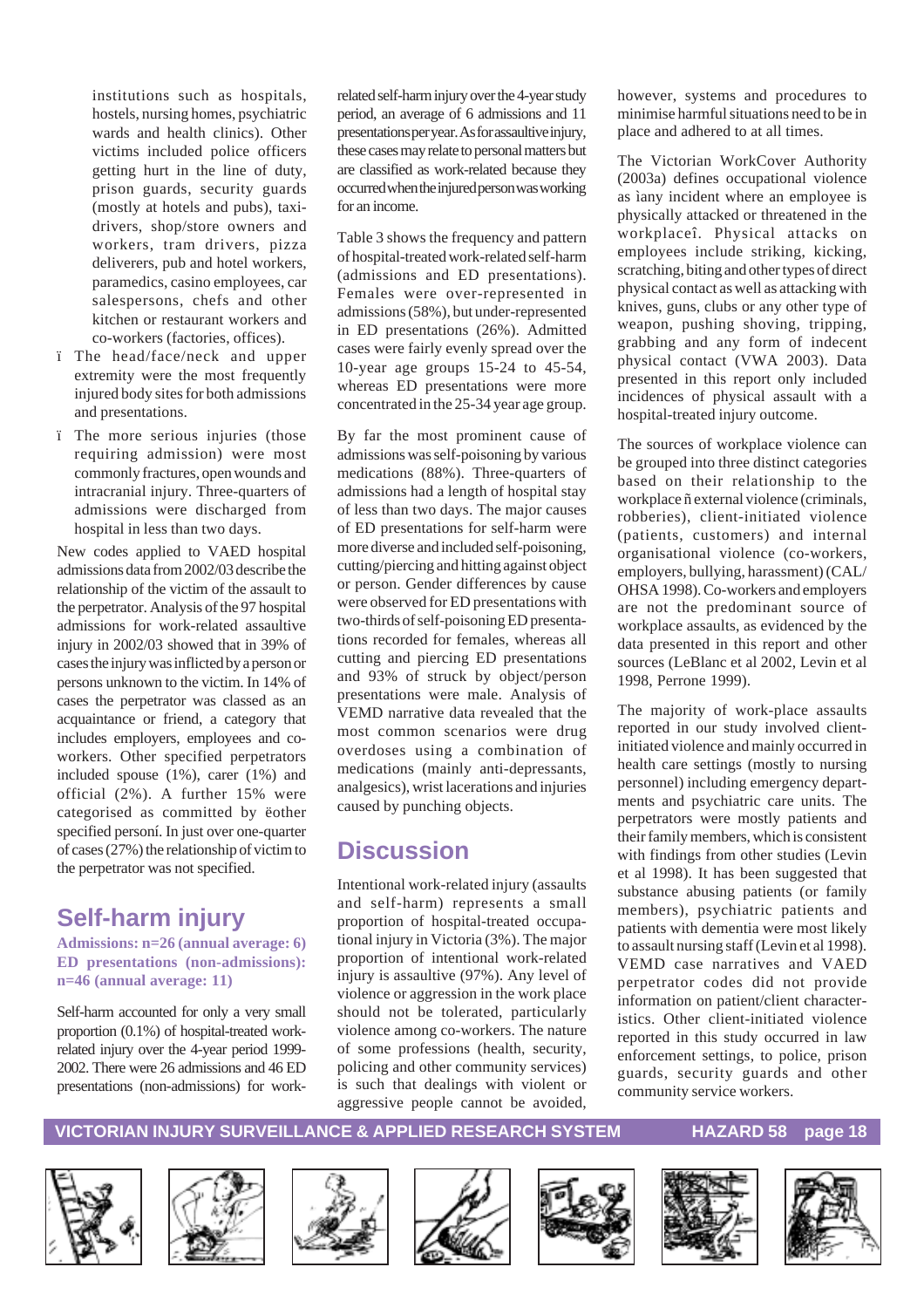institutions such as hospitals, hostels, nursing homes, psychiatric wards and health clinics). Other victims included police officers getting hurt in the line of duty, prison guards, security guards (mostly at hotels and pubs), taxi-drivers, shop/store owners and workers, tram drivers, pizza deliverers, pub and hotel workers, paramedics, casino employees, car salespersons, chefs and other kitchen or restaurant workers and co-workers (factories, offices).

- The head/face/neck and upper extremity were the most frequently injured body sites for both admissions and presentations.
- The more serious injuries (those requiring admission) were most commonly fractures, open wounds and intracranial injury. Three-quarters of admissions were discharged from hospital in less than two days.

New codes applied to VAED hospital admissions data from 2002/03 describe the relationship of the victim of the assault to the perpetrator. Analysis of the 97 hospital admissions for work-related assaultive injury in 2002/03 showed that in 39% of cases the injury was inflicted by a person or persons unknown to the victim. In 14% of cases the perpetrator was classed as an acquaintance or friend, a category that includes employers, employees and co-workers. Other specified perpetrators included spouse (1%), carer (1%) and official (2%). A further 15% were categorised as committed by 'other specified person'. In just over one-quarter of cases (27%) the relationship of victim to the perpetrator was not specified.

## Self-harm injury

**Admissions: n=26 (annual average: 6)**
**ED presentations (non-admissions): n=46 (annual average: 11)**

Self-harm accounted for only a very small proportion (0.1%) of hospital-treated work-related injury over the 4-year period 1999-2002. There were 26 admissions and 46 ED presentations (non-admissions) for work-related self-harm injury over the 4-year study period, an average of 6 admissions and 11 presentations per year. As for assaultive injury, these cases may relate to personal matters but are classified as work-related because they occurred when the injured person was working for an income.

Table 3 shows the frequency and pattern of hospital-treated work-related self-harm (admissions and ED presentations). Females were over-represented in admissions (58%), but under-represented in ED presentations (26%). Admitted cases were fairly evenly spread over the 10-year age groups 15-24 to 45-54, whereas ED presentations were more concentrated in the 25-34 year age group.

By far the most prominent cause of admissions was self-poisoning by various medications (88%). Three-quarters of admissions had a length of hospital stay of less than two days. The major causes of ED presentations for self-harm were more diverse and included self-poisoning, cutting/piercing and hitting against object or person. Gender differences by cause were observed for ED presentations with two-thirds of self-poisoning ED presentations recorded for females, whereas all cutting and piercing ED presentations and 93% of struck by object/person presentations were male. Analysis of VEMD narrative data revealed that the most common scenarios were drug overdoses using a combination of medications (mainly anti-depressants, analgesics), wrist lacerations and injuries caused by punching objects.

## Discussion

Intentional work-related injury (assaults and self-harm) represents a small proportion of hospital-treated occupational injury in Victoria (3%). The major proportion of intentional work-related injury is assaultive (97%). Any level of violence or aggression in the work place should not be tolerated, particularly violence among co-workers. The nature of some professions (health, security, policing and other community services) is such that dealings with violent or aggressive people cannot be avoided, however, systems and procedures to minimise harmful situations need to be in place and adhered to at all times.

The Victorian WorkCover Authority (2003a) defines occupational violence as 'any incident where an employee is physically attacked or threatened in the workplace'. Physical attacks on employees include striking, kicking, scratching, biting and other types of direct physical contact as well as attacking with knives, guns, clubs or any other type of weapon, pushing shoving, tripping, grabbing and any form of indecent physical contact (VWA 2003). Data presented in this report only included incidences of physical assault with a hospital-treated injury outcome.

The sources of workplace violence can be grouped into three distinct categories based on their relationship to the workplace – external violence (criminals, robberies), client-initiated violence (patients, customers) and internal organisational violence (co-workers, employers, bullying, harassment) (CAL/OHSA 1998). Co-workers and employers are not the predominant source of workplace assaults, as evidenced by the data presented in this report and other sources (LeBlanc et al 2002, Levin et al 1998, Perrone 1999).

The majority of work-place assaults reported in our study involved client-initiated violence and mainly occurred in health care settings (mostly to nursing personnel) including emergency departments and psychiatric care units. The perpetrators were mostly patients and their family members, which is consistent with findings from other studies (Levin et al 1998). It has been suggested that substance abusing patients (or family members), psychiatric patients and patients with dementia were most likely to assault nursing staff (Levin et al 1998). VEMD case narratives and VAED perpetrator codes did not provide information on patient/client characteristics. Other client-initiated violence reported in this study occurred in law enforcement settings, to police, prison guards, security guards and other community service workers.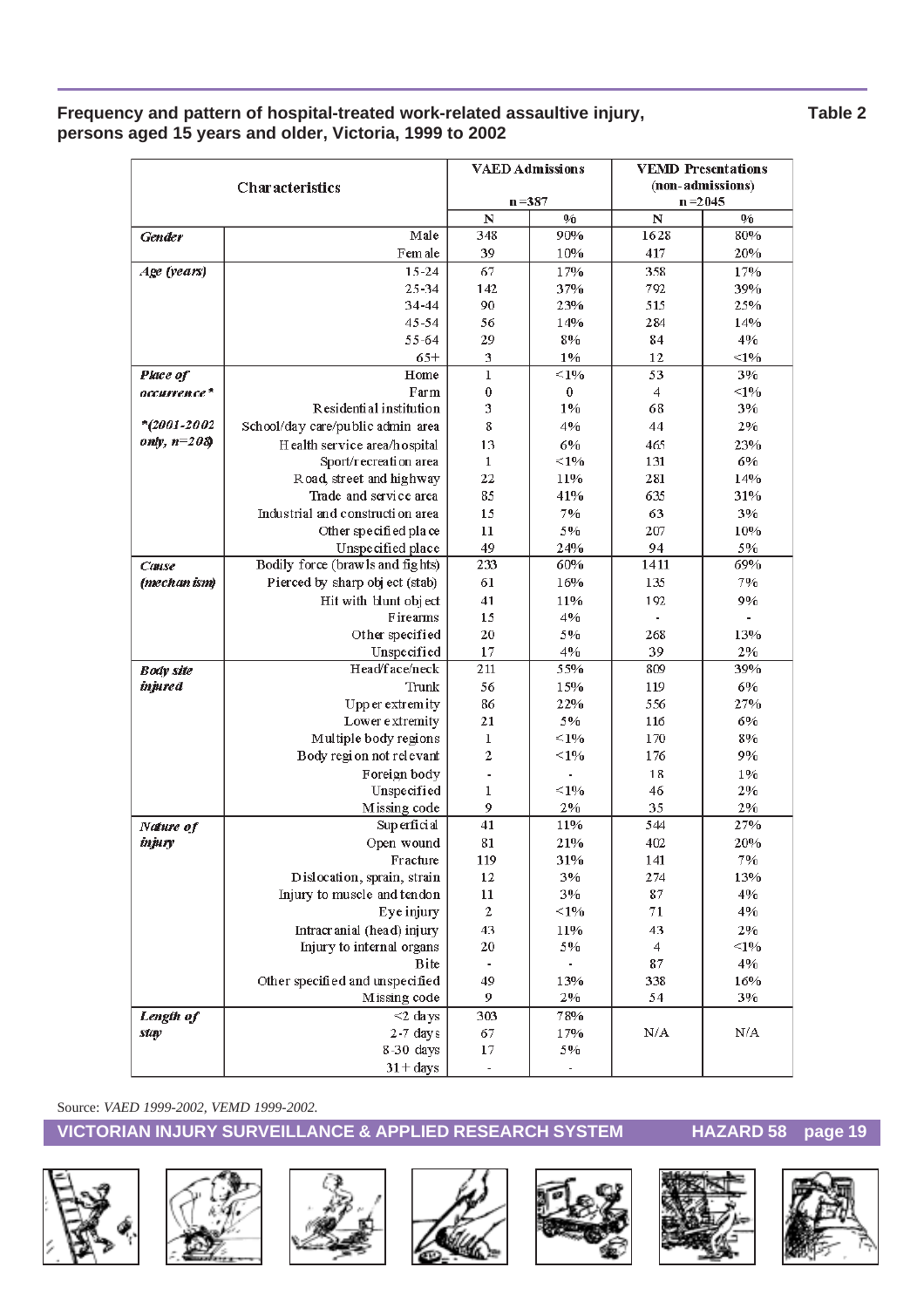**Frequency and pattern of hospital-treated work-related assaultive injury, persons aged 15 years and older, Victoria, 1999 to 2002** **Table 2**

| Characteristics | | VAED Admissions n=387 | | VEMD Presentations (non-admissions) n=2045 | |
|---|---|---|---|---|---|
| | | N | % | N | % |
| *Gender* | Male | 348 | 90% | 1628 | 80% |
| | Female | 39 | 10% | 417 | 20% |
| *Age (years)* | 15-24 | 67 | 17% | 358 | 17% |
| | 25-34 | 142 | 37% | 792 | 39% |
| | 34-44 | 90 | 23% | 515 | 25% |
| | 45-54 | 56 | 14% | 284 | 14% |
| | 55-64 | 29 | 8% | 84 | 4% |
| | 65+ | 3 | 1% | 12 | <1% |
| *Place of occurrence** *(2001-2002 only, n=208)* | Home | 1 | <1% | 53 | 3% |
| | Farm | 0 | 0 | 4 | <1% |
| | Residential institution | 3 | 1% | 68 | 3% |
| | School/day care/public admin area | 8 | 4% | 44 | 2% |
| | Health service area/hospital | 13 | 6% | 465 | 23% |
| | Sport/recreation area | 1 | <1% | 131 | 6% |
| | Road, street and highway | 22 | 11% | 281 | 14% |
| | Trade and service area | 85 | 41% | 635 | 31% |
| | Industrial and construction area | 15 | 7% | 63 | 3% |
| | Other specified place | 11 | 5% | 207 | 10% |
| | Unspecified place | 49 | 24% | 94 | 5% |
| *Cause (mechanism)* | Bodily force (brawls and fights) | 233 | 60% | 1411 | 69% |
| | Pierced by sharp object (stab) | 61 | 16% | 135 | 7% |
| | Hit with blunt object | 41 | 11% | 192 | 9% |
| | Firearms | 15 | 4% | - | - |
| | Other specified | 20 | 5% | 268 | 13% |
| | Unspecified | 17 | 4% | 39 | 2% |
| *Body site injured* | Head/face/neck | 211 | 55% | 809 | 39% |
| | Trunk | 56 | 15% | 119 | 6% |
| | Upper extremity | 86 | 22% | 556 | 27% |
| | Lower extremity | 21 | 5% | 116 | 6% |
| | Multiple body regions | 1 | <1% | 170 | 8% |
| | Body region not relevant | 2 | <1% | 176 | 9% |
| | Foreign body | - | - | 18 | 1% |
| | Unspecified | 1 | <1% | 46 | 2% |
| | Missing code | 9 | 2% | 35 | 2% |
| *Nature of injury* | Superficial | 41 | 11% | 544 | 27% |
| | Open wound | 81 | 21% | 402 | 20% |
| | Fracture | 119 | 31% | 141 | 7% |
| | Dislocation, sprain, strain | 12 | 3% | 274 | 13% |
| | Injury to muscle and tendon | 11 | 3% | 87 | 4% |
| | Eye injury | 2 | <1% | 71 | 4% |
| | Intracranial (head) injury | 43 | 11% | 43 | 2% |
| | Injury to internal organs | 20 | 5% | 4 | <1% |
| | Bite | - | - | 87 | 4% |
| | Other specified and unspecified | 49 | 13% | 338 | 16% |
| | Missing code | 9 | 2% | 54 | 3% |
| *Length of stay* | <2 days | 303 | 78% | N/A | N/A |
| | 2-7 days | 67 | 17% | | |
| | 8-30 days | 17 | 5% | | |
| | 31+ days | - | - | | |

Source: *VAED 1999-2002, VEMD 1999-2002.*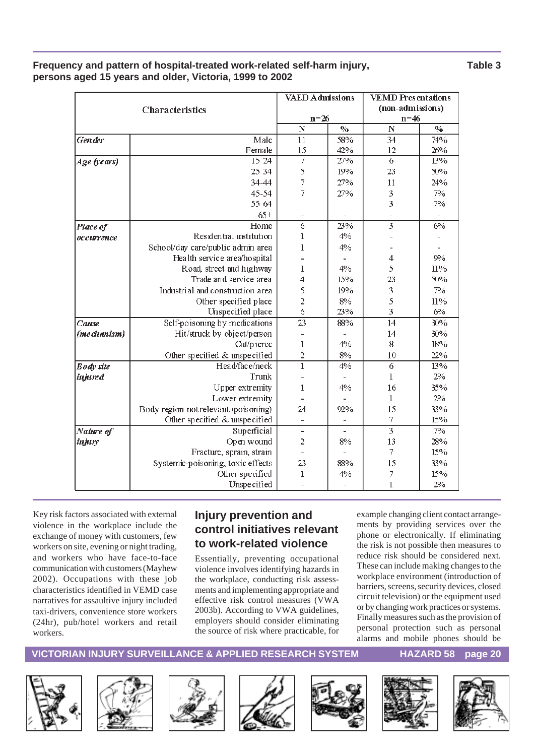**Frequency and pattern of hospital-treated work-related self-harm injury, persons aged 15 years and older, Victoria, 1999 to 2002** **Table 3**

| Characteristics | | VAED Admissions n=26 | | VEMD Presentations (non-admissions) n=46 | |
|---|---|---|---|---|---|
| | | N | % | N | % |
| *Gender* | Male | 11 | 58% | 34 | 74% |
| | Female | 15 | 42% | 12 | 26% |
| *Age (years)* | 15-24 | 7 | 27% | 6 | 13% |
| | 25-34 | 5 | 19% | 23 | 50% |
| | 34-44 | 7 | 27% | 11 | 24% |
| | 45-54 | 7 | 27% | 3 | 7% |
| | 55-64 | | | 3 | 7% |
| | 65+ | - | - | - | - |
| *Place of occurrence* | Home | 6 | 23% | 3 | 6% |
| | Residential institution | 1 | 4% | - | - |
| | School/day care/public admin area | 1 | 4% | - | - |
| | Health service area/hospital | - | - | 4 | 9% |
| | Road, street and highway | 1 | 4% | 5 | 11% |
| | Trade and service area | 4 | 15% | 23 | 50% |
| | Industrial and construction area | 5 | 19% | 3 | 7% |
| | Other specified place | 2 | 8% | 5 | 11% |
| | Unspecified place | 6 | 23% | 3 | 6% |
| *Cause (mechanism)* | Self-poisoning by medications | 23 | 88% | 14 | 30% |
| | Hit/struck by object/person | - | - | 14 | 30% |
| | Cut/pierce | 1 | 4% | 8 | 18% |
| | Other specified & unspecified | 2 | 8% | 10 | 22% |
| *Body site injured* | Head/face/neck | 1 | 4% | 6 | 13% |
| | Trunk | - | - | 1 | 2% |
| | Upper extremity | 1 | 4% | 16 | 35% |
| | Lower extremity | - | - | 1 | 2% |
| | Body region not relevant (poisoning) | 24 | 92% | 15 | 33% |
| | Other specified & unspecified | - | - | 7 | 15% |
| *Nature of injury* | Superficial | - | - | 3 | 7% |
| | Open wound | 2 | 8% | 13 | 28% |
| | Fracture, sprain, strain | - | - | 7 | 15% |
| | Systemic-poisoning, toxic effects | 23 | 88% | 15 | 33% |
| | Other specified | 1 | 4% | 7 | 15% |
| | Unspecified | - | - | 1 | 2% |

Key risk factors associated with external violence in the workplace include the exchange of money with customers, few workers on site, evening or night trading, and workers who have face-to-face communication with customers (Mayhew 2002). Occupations with these job characteristics identified in VEMD case narratives for assaultive injury included taxi-drivers, convenience store workers (24hr), pub/hotel workers and retail workers.

## Injury prevention and control initiatives relevant to work-related violence

Essentially, preventing occupational violence involves identifying hazards in the workplace, conducting risk assessments and implementing appropriate and effective risk control measures (VWA 2003b). According to VWA guidelines, employers should consider eliminating the source of risk where practicable, for example changing client contact arrangements by providing services over the phone or electronically. If eliminating the risk is not possible then measures to reduce risk should be considered next. These can include making changes to the workplace environment (introduction of barriers, screens, security devices, closed circuit television) or the equipment used or by changing work practices or systems. Finally measures such as the provision of personal protection such as personal alarms and mobile phones should be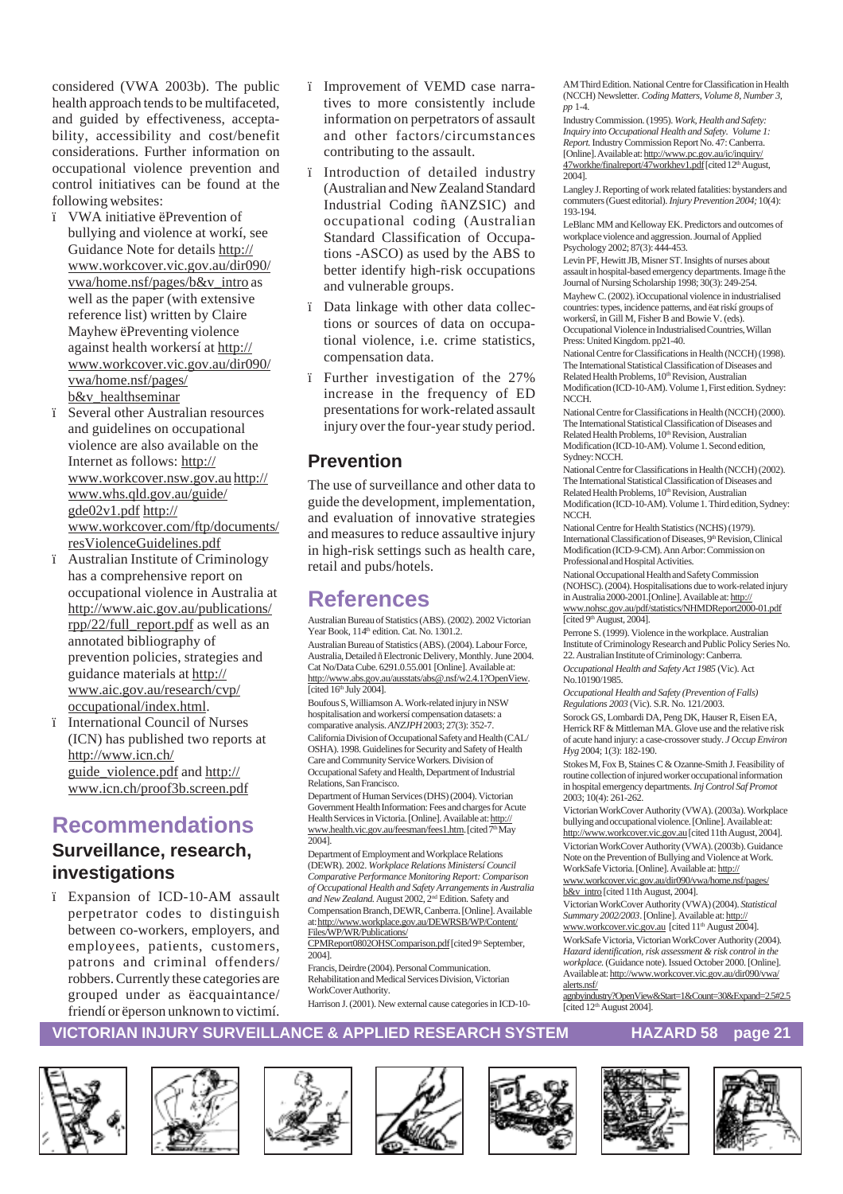considered (VWA 2003b). The public health approach tends to be multifaceted, and guided by effectiveness, acceptability, accessibility and cost/benefit considerations. Further information on occupational violence prevention and control initiatives can be found at the following websites:

- VWA initiative ëPrevention of bullying and violence at workí, see Guidance Note for details http://www.workcover.vic.gov.au/dir090/vwa/home.nsf/pages/b&v_intro as well as the paper (with extensive reference list) written by Claire Mayhew ëPreventing violence against health workersí at http://www.workcover.vic.gov.au/dir090/vwa/home.nsf/pages/b&v_healthseminar
- Several other Australian resources and guidelines on occupational violence are also available on the Internet as follows: http://www.workcover.nsw.gov.au http://www.whs.qld.gov.au/guide/gde02v1.pdf http://www.workcover.com/ftp/documents/resViolenceGuidelines.pdf
- Australian Institute of Criminology has a comprehensive report on occupational violence in Australia at http://www.aic.gov.au/publications/rpp/22/full_report.pdf as well as an annotated bibliography of prevention policies, strategies and guidance materials at http://www.aic.gov.au/research/cvp/occupational/index.html.
- International Council of Nurses (ICN) has published two reports at http://www.icn.ch/guide_violence.pdf and http://www.icn.ch/proof3b.screen.pdf

## Recommendations

### Surveillance, research, investigations

- Expansion of ICD-10-AM assault perpetrator codes to distinguish between co-workers, employers, and employees, patients, customers, patrons and criminal offenders/robbers. Currently these categories are grouped under as ëacquaintance/friendí or ëperson unknown to victimí.
- Improvement of VEMD case narratives to more consistently include information on perpetrators of assault and other factors/circumstances contributing to the assault.
- Introduction of detailed industry (Australian and New Zealand Standard Industrial Coding ñANZSIC) and occupational coding (Australian Standard Classification of Occupations -ASCO) as used by the ABS to better identify high-risk occupations and vulnerable groups.
- Data linkage with other data collections or sources of data on occupational violence, i.e. crime statistics, compensation data.
- Further investigation of the 27% increase in the frequency of ED presentations for work-related assault injury over the four-year study period.

### Prevention

The use of surveillance and other data to guide the development, implementation, and evaluation of innovative strategies and measures to reduce assaultive injury in high-risk settings such as health care, retail and pubs/hotels.

## References

Australian Bureau of Statistics (ABS). (2002). 2002 Victorian Year Book, 114th edition. Cat. No. 1301.2.

Australian Bureau of Statistics (ABS). (2004). Labour Force, Australia, Detailed ñ Electronic Delivery, Monthly. June 2004. Cat No/Data Cube. 6291.0.55.001 [Online]. Available at: http://www.abs.gov.au/ausstats/abs@.nsf/w2.4.1?OpenView. [cited 16th July 2004].

Boufous S, Williamson A. Work-related injury in NSW hospitalisation and workersí compensation datasets: a comparative analysis. *ANZJPH* 2003; 27(3): 352-7.

California Division of Occupational Safety and Health (CAL/OSHA). 1998. Guidelines for Security and Safety of Health Care and Community Service Workers. Division of Occupational Safety and Health, Department of Industrial Relations, San Francisco.

Department of Human Services (DHS) (2004). Victorian Government Health Information: Fees and charges for Acute Health Services in Victoria. [Online]. Available at: http://www.health.vic.gov.au/feesman/fees1.htm. [cited 7th May 2004].

Department of Employment and Workplace Relations (DEWR). 2002. *Workplace Relations Ministersí Council Comparative Performance Monitoring Report: Comparison of Occupational Health and Safety Arrangements in Australia and New Zealand.* August 2002, 2nd Edition. Safety and Compensation Branch, DEWR, Canberra. [Online]. Available at: http://www.workplace.gov.au/DEWRSB/WP/Content/Files/WP/WR/Publications/CPMReport0802OHSComparison.pdf [cited 9th September, 2004].

Francis, Deirdre (2004). Personal Communication. Rehabilitation and Medical Services Division, Victorian WorkCover Authority.

Harrison J. (2001). New external cause categories in ICD-10-AM Third Edition. National Centre for Classification in Health (NCCH) Newsletter. *Coding Matters, Volume 8, Number 3, pp* 1-4.

Industry Commission. (1995). *Work, Health and Safety: Inquiry into Occupational Health and Safety. Volume 1: Report.* Industry Commission Report No. 47: Canberra. [Online]. Available at: http://www.pc.gov.au/ic/inquiry/47workhe/finalreport/47workhev1.pdf [cited 12th August, 2004].

Langley J. Reporting of work related fatalities: bystanders and commuters (Guest editorial). *Injury Prevention 2004;* 10(4): 193-194.

LeBlanc MM and Kelloway EK. Predictors and outcomes of workplace violence and aggression. Journal of Applied Psychology 2002; 87(3): 444-453.

Levin PF, Hewitt JB, Misner ST. Insights of nurses about assault in hospital-based emergency departments. Image ñ the Journal of Nursing Scholarship 1998; 30(3): 249-254.

Mayhew C. (2002). ìOccupational violence in industrialised countries: types, incidence patterns, and ëat riskí groups of workersî, in Gill M, Fisher B and Bowie V. (eds). Occupational Violence in Industrialised Countries, Willan Press: United Kingdom. pp21-40.

National Centre for Classifications in Health (NCCH) (1998). The International Statistical Classification of Diseases and Related Health Problems, 10th Revision, Australian Modification (ICD-10-AM). Volume 1, First edition. Sydney: NCCH.

National Centre for Classifications in Health (NCCH) (2000). The International Statistical Classification of Diseases and Related Health Problems, 10th Revision, Australian Modification (ICD-10-AM). Volume 1. Second edition, Sydney: NCCH.

National Centre for Classifications in Health (NCCH) (2002). The International Statistical Classification of Diseases and Related Health Problems, 10th Revision, Australian Modification (ICD-10-AM). Volume 1. Third edition, Sydney: NCCH.

National Centre for Health Statistics (NCHS) (1979). International Classification of Diseases, 9th Revision, Clinical Modification (ICD-9-CM). Ann Arbor: Commission on Professional and Hospital Activities.

National Occupational Health and Safety Commission (NOHSC). (2004). Hospitalisations due to work-related injury in Australia 2000-2001.[Online]. Available at: http://www.nohsc.gov.au/pdf/statistics/NHMDReport2000-01.pdf [cited 9th August, 2004].

Perrone S. (1999). Violence in the workplace. Australian Institute of Criminology Research and Public Policy Series No. 22. Australian Institute of Criminology: Canberra.

*Occupational Health and Safety Act 1985* (Vic). Act No.10190/1985.

*Occupational Health and Safety (Prevention of Falls) Regulations 2003* (Vic). S.R. No. 121/2003.

Sorock GS, Lombardi DA, Peng DK, Hauser R, Eisen EA, Herrick RF & Mittleman MA. Glove use and the relative risk of acute hand injury: a case-crossover study. *J Occup Environ Hyg* 2004; 1(3): 182-190.

Stokes M, Fox B, Staines C & Ozanne-Smith J. Feasibility of routine collection of injured worker occupational information in hospital emergency departments. *Inj Control Saf Promot* 2003; 10(4): 261-262.

Victorian WorkCover Authority (VWA). (2003a). Workplace bullying and occupational violence. [Online]. Available at: http://www.workcover.vic.gov.au [cited 11th August, 2004].

Victorian WorkCover Authority (VWA). (2003b). Guidance Note on the Prevention of Bullying and Violence at Work. WorkSafe Victoria. [Online]. Available at: http://www.workcover.vic.gov.au/dir090/vwa/home.nsf/pages/b&v_intro [cited 11th August, 2004].

Victorian WorkCover Authority (VWA) (2004). *Statistical Summary 2002/2003*. [Online]. Available at: http://www.workcover.vic.gov.au [cited 11th August 2004].

WorkSafe Victoria, Victorian WorkCover Authority (2004). *Hazard identification, risk assessment & risk control in the workplace.* (Guidance note). Issued October 2000. [Online]. Available at: http://www.workcover.vic.gov.au/dir090/vwa/alerts.nsf/agnbyindustry?OpenView&Start=1&Count=30&Expand=2.5#2.5 [cited 12th August 2004].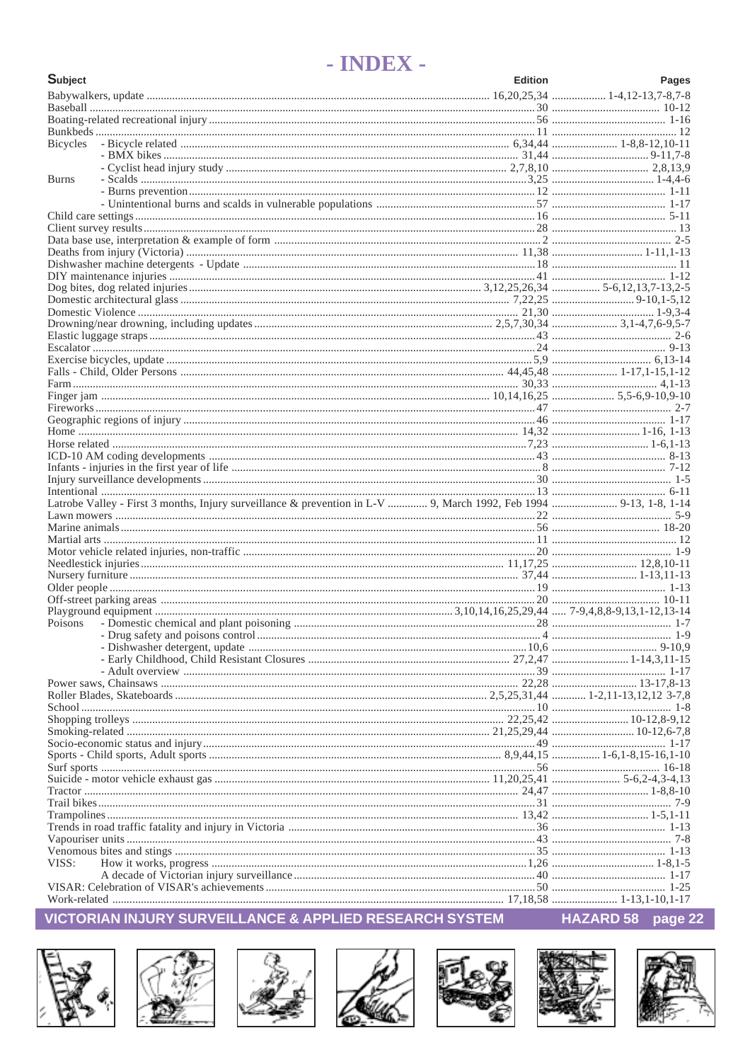# - INDEX -

| Subject | | Edition | Pages |
|---|---|---|---|
| Babywalkers, update | | 16,20,25,34 | 1-4,12-13,7-8,7-8 |
| Baseball | | 30 | 10-12 |
| Boating-related recreational injury | | 56 | 1-16 |
| Bunkbeds | | 11 | 12 |
| Bicycles | - Bicycle related | 6,34,44 | 1-8,8-12,10-11 |
| | - BMX bikes | 31,44 | 9-11,7-8 |
| | - Cyclist head injury study | 2,7,8,10 | 2,8,13,9 |
| Burns | - Scalds | 3,25 | 1-4,4-6 |
| | - Burns prevention | 12 | 1-11 |
| | - Unintentional burns and scalds in vulnerable populations | 57 | 1-17 |
| Child care settings | | 16 | 5-11 |
| Client survey results | | 28 | 13 |
| Data base use, interpretation & example of form | | 2 | 2-5 |
| Deaths from injury (Victoria) | | 11,38 | 1-11,1-13 |
| Dishwasher machine detergents - Update | | 18 | 11 |
| DIY maintenance injuries | | 41 | 1-12 |
| Dog bites, dog related injuries | | 3,12,25,26,34 | 5-6,12,13,7-13,2-5 |
| Domestic architectural glass | | 7,22,25 | 9-10,1-5,12 |
| Domestic Violence | | 21,30 | 1-9,3-4 |
| Drowning/near drowning, including updates | | 2,5,7,30,34 | 3,1-4,7,6-9,5-7 |
| Elastic luggage straps | | 43 | 2-6 |
| Escalator | | 24 | 9-13 |
| Exercise bicycles, update | | 5,9 | 6,13-14 |
| Falls - Child, Older Persons | | 44,45,48 | 1-17,1-15,1-12 |
| Farm | | 30,33 | 4,1-13 |
| Finger jam | | 10,14,16,25 | 5,5-6,9-10,9-10 |
| Fireworks | | 47 | 2-7 |
| Geographic regions of injury | | 46 | 1-17 |
| Home | | 14,32 | 1-16, 1-13 |
| Horse related | | 7,23 | 1-6,1-13 |
| ICD-10 AM coding developments | | 43 | 8-13 |
| Infants - injuries in the first year of life | | 8 | 7-12 |
| Injury surveillance developments | | 30 | 1-5 |
| Intentional | | 13 | 6-11 |
| Latrobe Valley - First 3 months, Injury surveillance & prevention in L-V | | 9, March 1992, Feb 1994 | 9-13, 1-8, 1-14 |
| Lawn mowers | | 22 | 5-9 |
| Marine animals | | 56 | 18-20 |
| Martial arts | | 11 | 12 |
| Motor vehicle related injuries, non-traffic | | 20 | 1-9 |
| Needlestick injuries | | 11,17,25 | 12,8,10-11 |
| Nursery furniture | | 37,44 | 1-13,11-13 |
| Older people | | 19 | 1-13 |
| Off-street parking areas | | 20 | 10-11 |
| Playground equipment | | 3,10,14,16,25,29,44 | 7-9,4,8,8-9,13,1-12,13-14 |
| Poisons | - Domestic chemical and plant poisoning | 28 | 1-7 |
| | - Drug safety and poisons control | 4 | 1-9 |
| | - Dishwasher detergent, update | 10,6 | 9-10,9 |
| | - Early Childhood, Child Resistant Closures | 27,2,47 | 1-14,3,11-15 |
| | - Adult overview | 39 | 1-17 |
| Power saws, Chainsaws | | 22,28 | 13-17,8-13 |
| Roller Blades, Skateboards | | 2,5,25,31,44 | 1-2,11-13,12,12 3-7,8 |
| School | | 10 | 1-8 |
| Shopping trolleys | | 22,25,42 | 10-12,8-9,12 |
| Smoking-related | | 21,25,29,44 | 10-12,6-7,8 |
| Socio-economic status and injury | | 49 | 1-17 |
| Sports - Child sports, Adult sports | | 8,9,44,15 | 1-6,1-8,15-16,1-10 |
| Surf sports | | 56 | 16-18 |
| Suicide - motor vehicle exhaust gas | | 11,20,25,41 | 5-6,2-4,3-4,13 |
| Tractor | | 24,47 | 1-8,8-10 |
| Trail bikes | | 31 | 7-9 |
| Trampolines | | 13,42 | 1-5,1-11 |
| Trends in road traffic fatality and injury in Victoria | | 36 | 1-13 |
| Vapouriser units | | 43 | 7-8 |
| Venomous bites and stings | | 35 | 1-13 |
| VISS: | How it works, progress | 1,26 | 1-8,1-5 |
| | A decade of Victorian injury surveillance | 40 | 1-17 |
| VISAR: Celebration of VISAR's achievements | | 50 | 1-25 |
| Work-related | | 17,18,58 | 1-13,1-10,1-17 |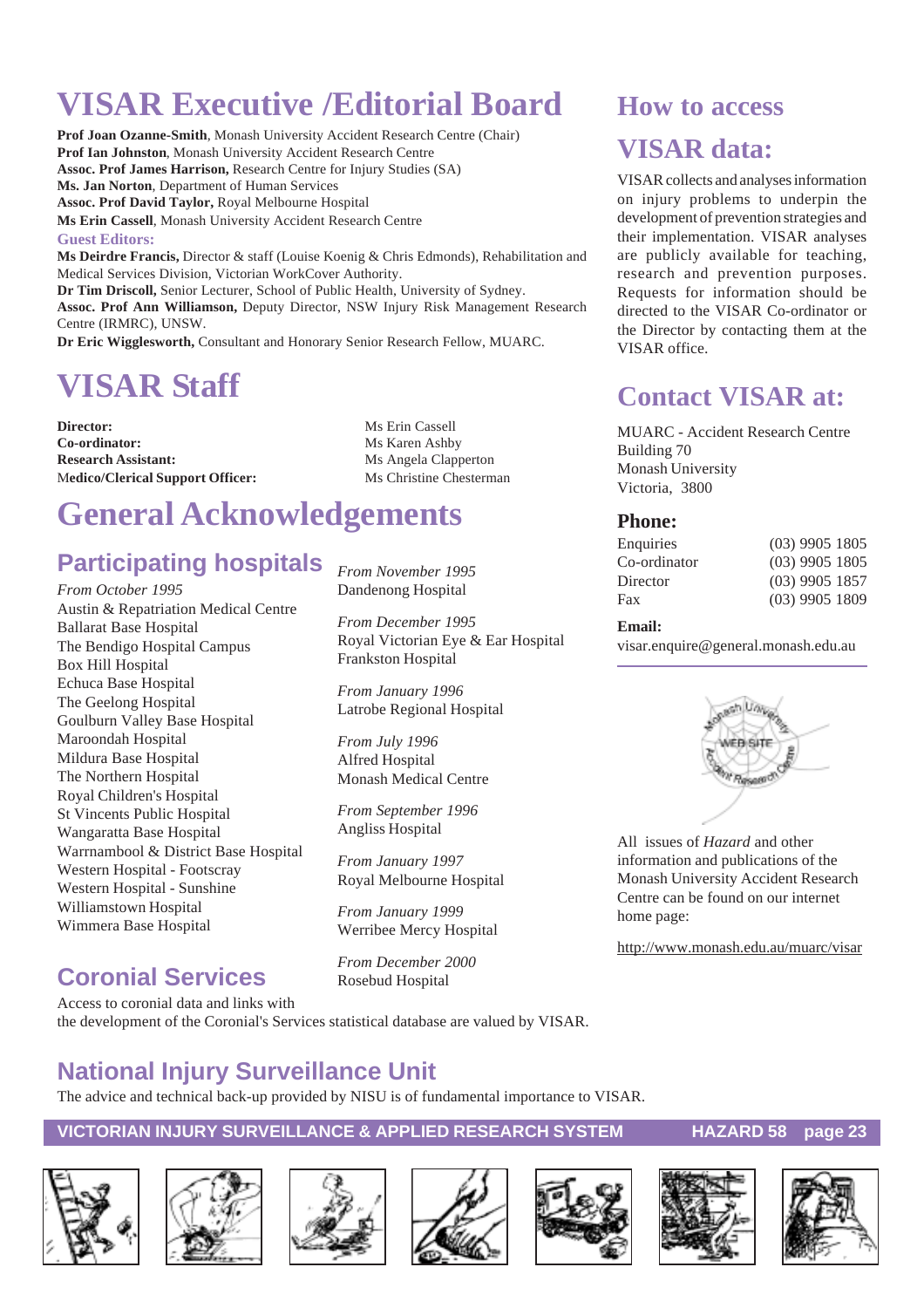# VISAR Executive /Editorial Board

**Prof Joan Ozanne-Smith**, Monash University Accident Research Centre (Chair)
**Prof Ian Johnston**, Monash University Accident Research Centre
**Assoc. Prof James Harrison,** Research Centre for Injury Studies (SA)
**Ms. Jan Norton**, Department of Human Services
**Assoc. Prof David Taylor,** Royal Melbourne Hospital
**Ms Erin Cassell**, Monash University Accident Research Centre

**Guest Editors:**

**Ms Deirdre Francis,** Director & staff (Louise Koenig & Chris Edmonds), Rehabilitation and Medical Services Division, Victorian WorkCover Authority.
**Dr Tim Driscoll,** Senior Lecturer, School of Public Health, University of Sydney.
**Assoc. Prof Ann Williamson,** Deputy Director, NSW Injury Risk Management Research Centre (IRMRC), UNSW.
**Dr Eric Wigglesworth,** Consultant and Honorary Senior Research Fellow, MUARC.

# VISAR Staff

**Director:** Ms Erin Cassell
**Co-ordinator:** Ms Karen Ashby
**Research Assistant:** Ms Angela Clapperton
**Medico/Clerical Support Officer:** Ms Christine Chesterman

# General Acknowledgements

## Participating hospitals

*From October 1995*
Austin & Repatriation Medical Centre
Ballarat Base Hospital
The Bendigo Hospital Campus
Box Hill Hospital
Echuca Base Hospital
The Geelong Hospital
Goulburn Valley Base Hospital
Maroondah Hospital
Mildura Base Hospital
The Northern Hospital
Royal Children's Hospital
St Vincents Public Hospital
Wangaratta Base Hospital
Warrnambool & District Base Hospital
Western Hospital - Footscray
Western Hospital - Sunshine
Williamstown Hospital
Wimmera Base Hospital

*From November 1995*
Dandenong Hospital

*From December 1995*
Royal Victorian Eye & Ear Hospital
Frankston Hospital

*From January 1996*
Latrobe Regional Hospital

*From July 1996*
Alfred Hospital
Monash Medical Centre

*From September 1996*
Angliss Hospital

*From January 1997*
Royal Melbourne Hospital

*From January 1999*
Werribee Mercy Hospital

*From December 2000*
Rosebud Hospital

## Coronial Services

Access to coronial data and links with the development of the Coronial's Services statistical database are valued by VISAR.

## National Injury Surveillance Unit

The advice and technical back-up provided by NISU is of fundamental importance to VISAR.

# How to access VISAR data:

VISAR collects and analyses information on injury problems to underpin the development of prevention strategies and their implementation. VISAR analyses are publicly available for teaching, research and prevention purposes. Requests for information should be directed to the VISAR Co-ordinator or the Director by contacting them at the VISAR office.

# Contact VISAR at:

MUARC - Accident Research Centre
Building 70
Monash University
Victoria, 3800

### Phone:

| | |
|---|---|
| Enquiries | (03) 9905 1805 |
| Co-ordinator | (03) 9905 1805 |
| Director | (03) 9905 1857 |
| Fax | (03) 9905 1809 |

**Email:**
visar.enquire@general.monash.edu.au

All issues of *Hazard* and other information and publications of the Monash University Accident Research Centre can be found on our internet home page:

http://www.monash.edu.au/muarc/visar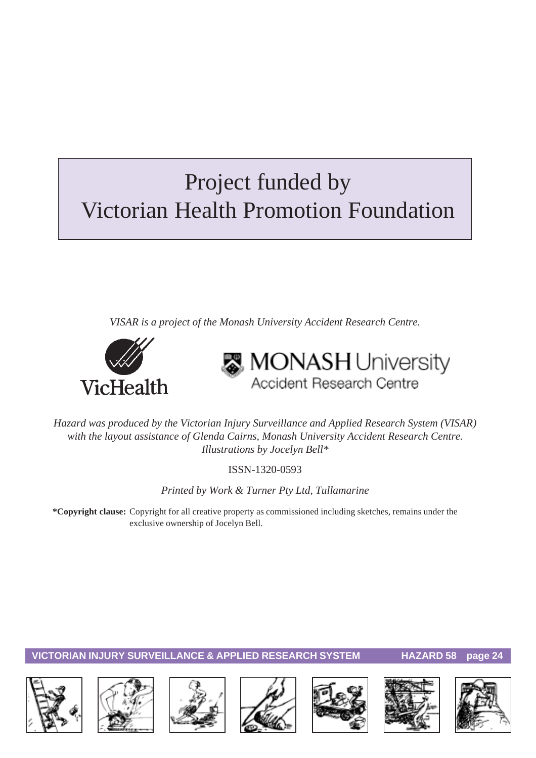# Project funded by Victorian Health Promotion Foundation

*VISAR is a project of the Monash University Accident Research Centre.*

VicHealth

MONASH University
Accident Research Centre

*Hazard was produced by the Victorian Injury Surveillance and Applied Research System (VISAR) with the layout assistance of Glenda Cairns, Monash University Accident Research Centre. Illustrations by Jocelyn Bell**

ISSN-1320-0593

*Printed by Work & Turner Pty Ltd, Tullamarine*

**\*Copyright clause:** Copyright for all creative property as commissioned including sketches, remains under the exclusive ownership of Jocelyn Bell.